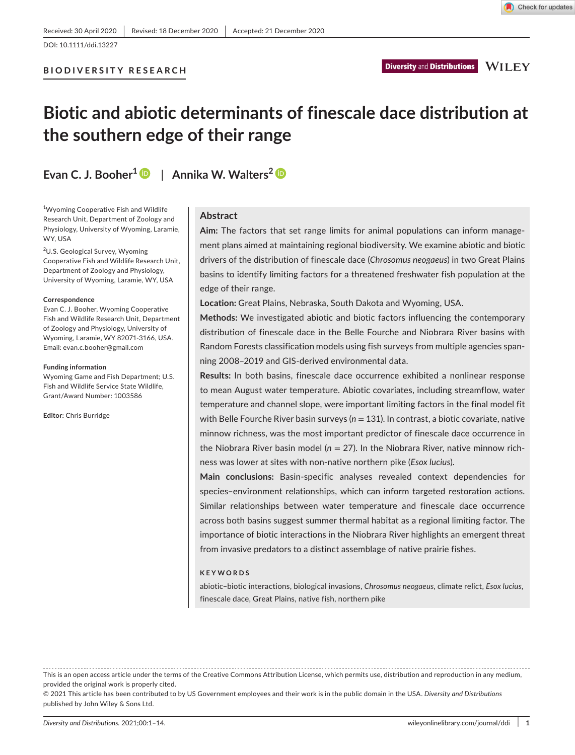Received: 30 April 2020 | Revised: 18 December 2020 | Accepted: 21 December 2020

DOI: 10.1111/ddi.13227

BIODIVERSITY RESEARCH

# Biotic and abiotic determinants of finescale dace distribution at the southern edge of their range

**Evan C. J. Booher[1]** | **Annika W. Walters[2]**

[1]Wyoming Cooperative Fish and Wildlife Research Unit, Department of Zoology and Physiology, University of Wyoming, Laramie, WY, USA

[2]U.S. Geological Survey, Wyoming Cooperative Fish and Wildlife Research Unit, Department of Zoology and Physiology, University of Wyoming, Laramie, WY, USA

**Correspondence**
Evan C. J. Booher, Wyoming Cooperative Fish and Wildlife Research Unit, Department of Zoology and Physiology, University of Wyoming, Laramie, WY 82071-3166, USA.
Email: evan.c.booher@gmail.com

**Funding information**
Wyoming Game and Fish Department; U.S. Fish and Wildlife Service State Wildlife, Grant/Award Number: 1003586

**Editor:** Chris Burridge

## Abstract

**Aim:** The factors that set range limits for animal populations can inform management plans aimed at maintaining regional biodiversity. We examine abiotic and biotic drivers of the distribution of finescale dace (*Chrosomus neogaeus*) in two Great Plains basins to identify limiting factors for a threatened freshwater fish population at the edge of their range.

**Location:** Great Plains, Nebraska, South Dakota and Wyoming, USA.

**Methods:** We investigated abiotic and biotic factors influencing the contemporary distribution of finescale dace in the Belle Fourche and Niobrara River basins with Random Forests classification models using fish surveys from multiple agencies spanning 2008–2019 and GIS-derived environmental data.

**Results:** In both basins, finescale dace occurrence exhibited a nonlinear response to mean August water temperature. Abiotic covariates, including streamflow, water temperature and channel slope, were important limiting factors in the final model fit with Belle Fourche River basin surveys ($n = 131$). In contrast, a biotic covariate, native minnow richness, was the most important predictor of finescale dace occurrence in the Niobrara River basin model ($n = 27$). In the Niobrara River, native minnow richness was lower at sites with non-native northern pike (*Esox lucius*).

**Main conclusions:** Basin-specific analyses revealed context dependencies for species–environment relationships, which can inform targeted restoration actions. Similar relationships between water temperature and finescale dace occurrence across both basins suggest summer thermal habitat as a regional limiting factor. The importance of biotic interactions in the Niobrara River highlights an emergent threat from invasive predators to a distinct assemblage of native prairie fishes.

### KEYWORDS

abiotic–biotic interactions, biological invasions, *Chrosomus neogaeus*, climate relict, *Esox lucius*, finescale dace, Great Plains, native fish, northern pike

This is an open access article under the terms of the Creative Commons Attribution License, which permits use, distribution and reproduction in any medium, provided the original work is properly cited.
© 2021 This article has been contributed to by US Government employees and their work is in the public domain in the USA. *Diversity and Distributions* published by John Wiley & Sons Ltd.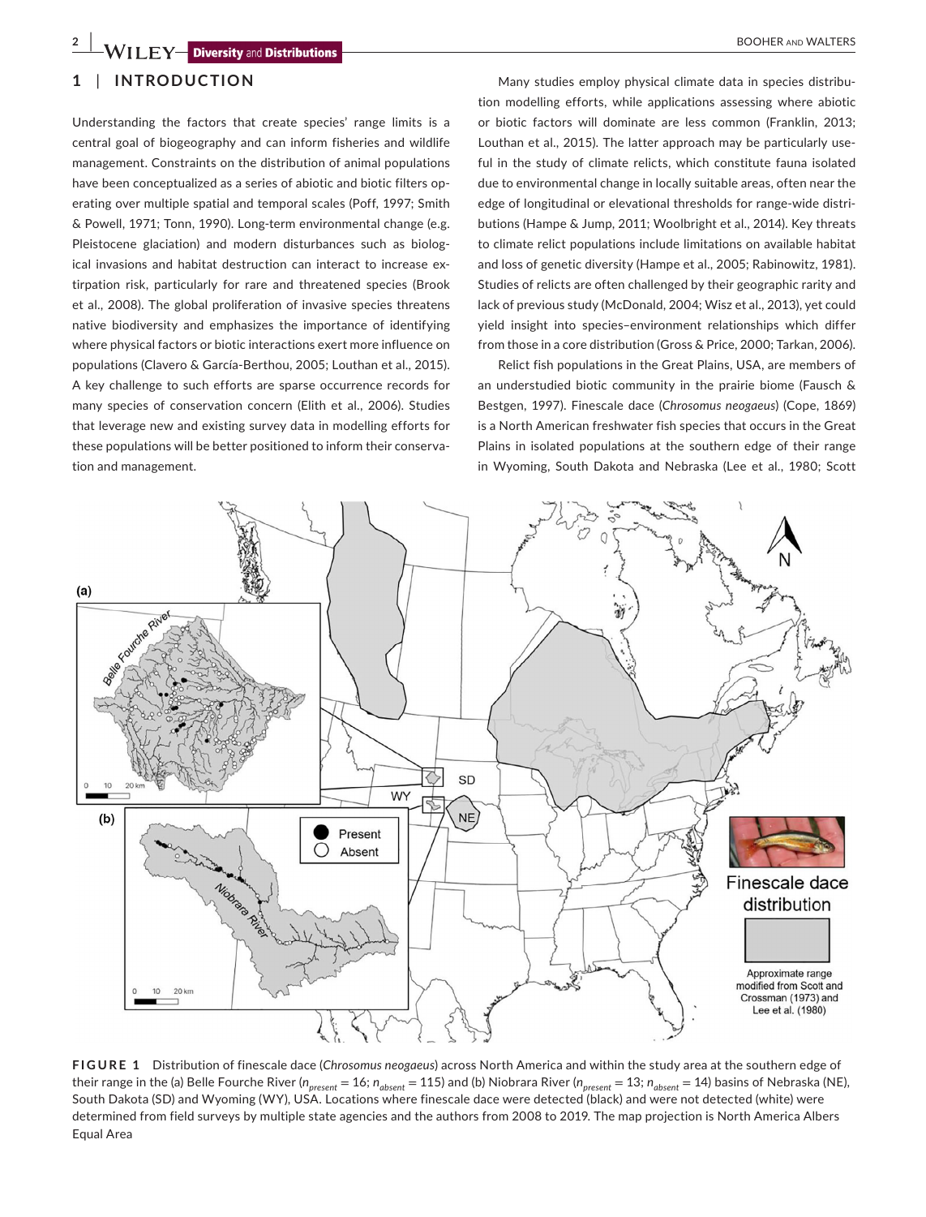## 1 | INTRODUCTION

Understanding the factors that create species' range limits is a central goal of biogeography and can inform fisheries and wildlife management. Constraints on the distribution of animal populations have been conceptualized as a series of abiotic and biotic filters operating over multiple spatial and temporal scales (Poff, 1997; Smith & Powell, 1971; Tonn, 1990). Long-term environmental change (e.g. Pleistocene glaciation) and modern disturbances such as biological invasions and habitat destruction can interact to increase extirpation risk, particularly for rare and threatened species (Brook et al., 2008). The global proliferation of invasive species threatens native biodiversity and emphasizes the importance of identifying where physical factors or biotic interactions exert more influence on populations (Clavero & García-Berthou, 2005; Louthan et al., 2015). A key challenge to such efforts are sparse occurrence records for many species of conservation concern (Elith et al., 2006). Studies that leverage new and existing survey data in modelling efforts for these populations will be better positioned to inform their conservation and management.

Many studies employ physical climate data in species distribution modelling efforts, while applications assessing where abiotic or biotic factors will dominate are less common (Franklin, 2013; Louthan et al., 2015). The latter approach may be particularly useful in the study of climate relicts, which constitute fauna isolated due to environmental change in locally suitable areas, often near the edge of longitudinal or elevational thresholds for range-wide distributions (Hampe & Jump, 2011; Woolbright et al., 2014). Key threats to climate relict populations include limitations on available habitat and loss of genetic diversity (Hampe et al., 2005; Rabinowitz, 1981). Studies of relicts are often challenged by their geographic rarity and lack of previous study (McDonald, 2004; Wisz et al., 2013), yet could yield insight into species–environment relationships which differ from those in a core distribution (Gross & Price, 2000; Tarkan, 2006).

Relict fish populations in the Great Plains, USA, are members of an understudied biotic community in the prairie biome (Fausch & Bestgen, 1997). Finescale dace (*Chrosomus neogaeus*) (Cope, 1869) is a North American freshwater fish species that occurs in the Great Plains in isolated populations at the southern edge of their range in Wyoming, South Dakota and Nebraska (Lee et al., 1980; Scott

**FIGURE 1** Distribution of finescale dace (*Chrosomus neogaeus*) across North America and within the study area at the southern edge of their range in the (a) Belle Fourche River ($n_{present} = 16$; $n_{absent} = 115$) and (b) Niobrara River ($n_{present} = 13$; $n_{absent} = 14$) basins of Nebraska (NE), South Dakota (SD) and Wyoming (WY), USA. Locations where finescale dace were detected (black) and were not detected (white) were determined from field surveys by multiple state agencies and the authors from 2008 to 2019. The map projection is North America Albers Equal Area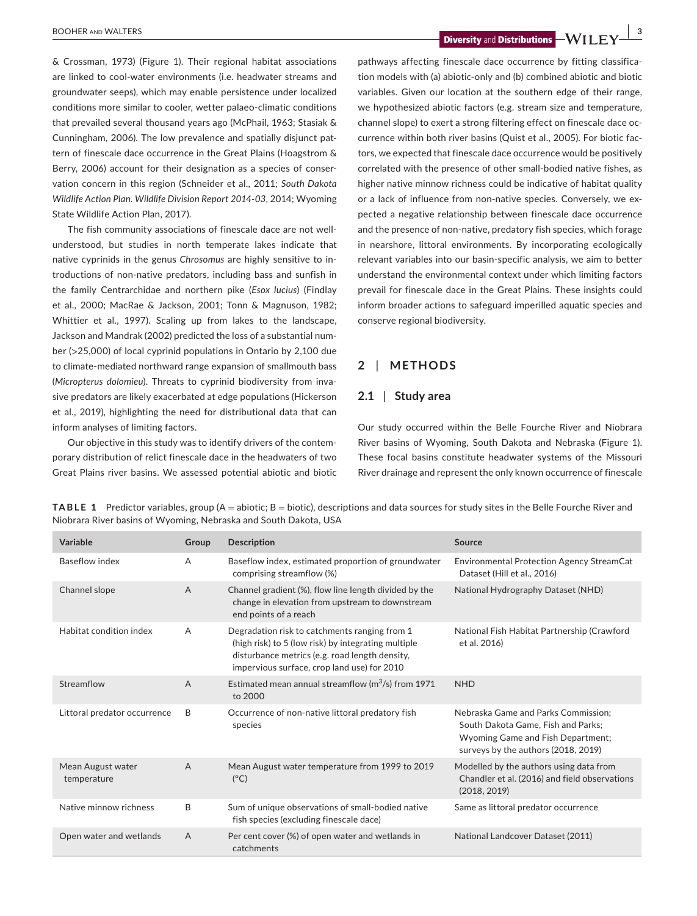& Crossman, 1973) (Figure 1). Their regional habitat associations are linked to cool-water environments (i.e. headwater streams and groundwater seeps), which may enable persistence under localized conditions more similar to cooler, wetter palaeo-climatic conditions that prevailed several thousand years ago (McPhail, 1963; Stasiak & Cunningham, 2006). The low prevalence and spatially disjunct pattern of finescale dace occurrence in the Great Plains (Hoagstrom & Berry, 2006) account for their designation as a species of conservation concern in this region (Schneider et al., 2011; *South Dakota Wildlife Action Plan. Wildlife Division Report 2014-03*, 2014; Wyoming State Wildlife Action Plan, 2017).

The fish community associations of finescale dace are not well-understood, but studies in north temperate lakes indicate that native cyprinids in the genus *Chrosomus* are highly sensitive to introductions of non-native predators, including bass and sunfish in the family Centrarchidae and northern pike (*Esox lucius*) (Findlay et al., 2000; MacRae & Jackson, 2001; Tonn & Magnuson, 1982; Whittier et al., 1997). Scaling up from lakes to the landscape, Jackson and Mandrak (2002) predicted the loss of a substantial number (>25,000) of local cyprinid populations in Ontario by 2,100 due to climate-mediated northward range expansion of smallmouth bass (*Micropterus dolomieu*). Threats to cyprinid biodiversity from invasive predators are likely exacerbated at edge populations (Hickerson et al., 2019), highlighting the need for distributional data that can inform analyses of limiting factors.

Our objective in this study was to identify drivers of the contemporary distribution of relict finescale dace in the headwaters of two Great Plains river basins. We assessed potential abiotic and biotic pathways affecting finescale dace occurrence by fitting classification models with (a) abiotic-only and (b) combined abiotic and biotic variables. Given our location at the southern edge of their range, we hypothesized abiotic factors (e.g. stream size and temperature, channel slope) to exert a strong filtering effect on finescale dace occurrence within both river basins (Quist et al., 2005). For biotic factors, we expected that finescale dace occurrence would be positively correlated with the presence of other small-bodied native fishes, as higher native minnow richness could be indicative of habitat quality or a lack of influence from non-native species. Conversely, we expected a negative relationship between finescale dace occurrence and the presence of non-native, predatory fish species, which forage in nearshore, littoral environments. By incorporating ecologically relevant variables into our basin-specific analysis, we aim to better understand the environmental context under which limiting factors prevail for finescale dace in the Great Plains. These insights could inform broader actions to safeguard imperilled aquatic species and conserve regional biodiversity.

## 2 | METHODS

### 2.1 | Study area

Our study occurred within the Belle Fourche River and Niobrara River basins of Wyoming, South Dakota and Nebraska (Figure 1). These focal basins constitute headwater systems of the Missouri River drainage and represent the only known occurrence of finescale

**TABLE 1** Predictor variables, group (A = abiotic; B = biotic), descriptions and data sources for study sites in the Belle Fourche River and Niobrara River basins of Wyoming, Nebraska and South Dakota, USA

| Variable | Group | Description | Source |
|---|---|---|---|
| Baseflow index | A | Baseflow index, estimated proportion of groundwater comprising streamflow (%) | Environmental Protection Agency StreamCat Dataset (Hill et al., 2016) |
| Channel slope | A | Channel gradient (%), flow line length divided by the change in elevation from upstream to downstream end points of a reach | National Hydrography Dataset (NHD) |
| Habitat condition index | A | Degradation risk to catchments ranging from 1 (high risk) to 5 (low risk) by integrating multiple disturbance metrics (e.g. road length density, impervious surface, crop land use) for 2010 | National Fish Habitat Partnership (Crawford et al. 2016) |
| Streamflow | A | Estimated mean annual streamflow ($m^3$/s) from 1971 to 2000 | NHD |
| Littoral predator occurrence | B | Occurrence of non-native littoral predatory fish species | Nebraska Game and Parks Commission; South Dakota Game, Fish and Parks; Wyoming Game and Fish Department; surveys by the authors (2018, 2019) |
| Mean August water temperature | A | Mean August water temperature from 1999 to 2019 (°C) | Modelled by the authors using data from Chandler et al. (2016) and field observations (2018, 2019) |
| Native minnow richness | B | Sum of unique observations of small-bodied native fish species (excluding finescale dace) | Same as littoral predator occurrence |
| Open water and wetlands | A | Per cent cover (%) of open water and wetlands in catchments | National Landcover Dataset (2011) |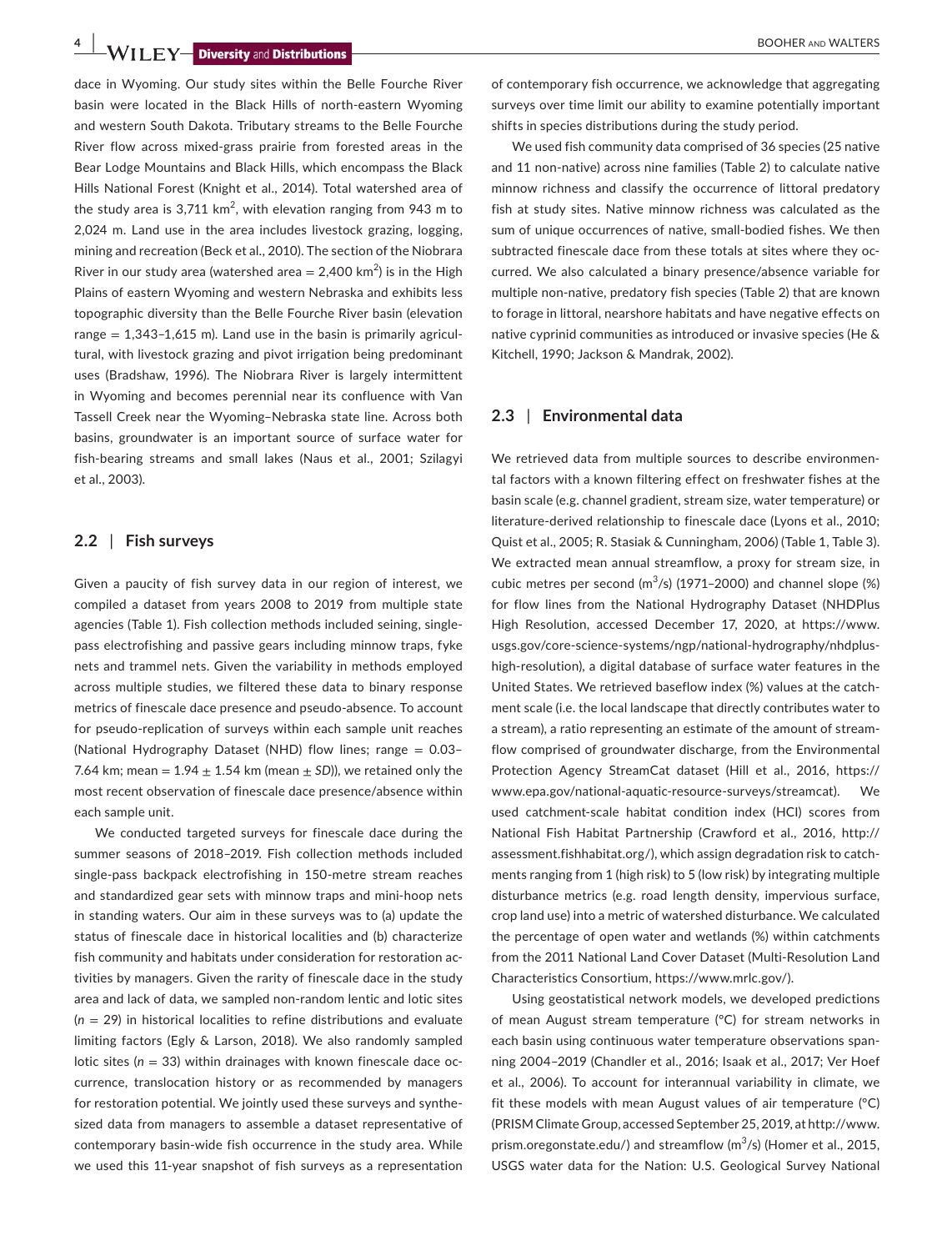dace in Wyoming. Our study sites within the Belle Fourche River basin were located in the Black Hills of north-eastern Wyoming and western South Dakota. Tributary streams to the Belle Fourche River flow across mixed-grass prairie from forested areas in the Bear Lodge Mountains and Black Hills, which encompass the Black Hills National Forest (Knight et al., 2014). Total watershed area of the study area is 3,711 km$^2$, with elevation ranging from 943 m to 2,024 m. Land use in the area includes livestock grazing, logging, mining and recreation (Beck et al., 2010). The section of the Niobrara River in our study area (watershed area = 2,400 km$^2$) is in the High Plains of eastern Wyoming and western Nebraska and exhibits less topographic diversity than the Belle Fourche River basin (elevation range = 1,343–1,615 m). Land use in the basin is primarily agricultural, with livestock grazing and pivot irrigation being predominant uses (Bradshaw, 1996). The Niobrara River is largely intermittent in Wyoming and becomes perennial near its confluence with Van Tassell Creek near the Wyoming–Nebraska state line. Across both basins, groundwater is an important source of surface water for fish-bearing streams and small lakes (Naus et al., 2001; Szilagyi et al., 2003).

## 2.2 | Fish surveys

Given a paucity of fish survey data in our region of interest, we compiled a dataset from years 2008 to 2019 from multiple state agencies (Table 1). Fish collection methods included seining, single-pass electrofishing and passive gears including minnow traps, fyke nets and trammel nets. Given the variability in methods employed across multiple studies, we filtered these data to binary response metrics of finescale dace presence and pseudo-absence. To account for pseudo-replication of surveys within each sample unit reaches (National Hydrography Dataset (NHD) flow lines; range = 0.03–7.64 km; mean = 1.94 ± 1.54 km (mean ± *SD*)), we retained only the most recent observation of finescale dace presence/absence within each sample unit.

We conducted targeted surveys for finescale dace during the summer seasons of 2018–2019. Fish collection methods included single-pass backpack electrofishing in 150-metre stream reaches and standardized gear sets with minnow traps and mini-hoop nets in standing waters. Our aim in these surveys was to (a) update the status of finescale dace in historical localities and (b) characterize fish community and habitats under consideration for restoration activities by managers. Given the rarity of finescale dace in the study area and lack of data, we sampled non-random lentic and lotic sites ($n$ = 29) in historical localities to refine distributions and evaluate limiting factors (Egly & Larson, 2018). We also randomly sampled lotic sites ($n$ = 33) within drainages with known finescale dace occurrence, translocation history or as recommended by managers for restoration potential. We jointly used these surveys and synthesized data from managers to assemble a dataset representative of contemporary basin-wide fish occurrence in the study area. While we used this 11-year snapshot of fish surveys as a representation of contemporary fish occurrence, we acknowledge that aggregating surveys over time limit our ability to examine potentially important shifts in species distributions during the study period.

We used fish community data comprised of 36 species (25 native and 11 non-native) across nine families (Table 2) to calculate native minnow richness and classify the occurrence of littoral predatory fish at study sites. Native minnow richness was calculated as the sum of unique occurrences of native, small-bodied fishes. We then subtracted finescale dace from these totals at sites where they occurred. We also calculated a binary presence/absence variable for multiple non-native, predatory fish species (Table 2) that are known to forage in littoral, nearshore habitats and have negative effects on native cyprinid communities as introduced or invasive species (He & Kitchell, 1990; Jackson & Mandrak, 2002).

## 2.3 | Environmental data

We retrieved data from multiple sources to describe environmental factors with a known filtering effect on freshwater fishes at the basin scale (e.g. channel gradient, stream size, water temperature) or literature-derived relationship to finescale dace (Lyons et al., 2010; Quist et al., 2005; R. Stasiak & Cunningham, 2006) (Table 1, Table 3). We extracted mean annual streamflow, a proxy for stream size, in cubic metres per second (m$^3$/s) (1971–2000) and channel slope (%) for flow lines from the National Hydrography Dataset (NHDPlus High Resolution, accessed December 17, 2020, at https://www.usgs.gov/core-science-systems/ngp/national-hydrography/nhdplus-high-resolution), a digital database of surface water features in the United States. We retrieved baseflow index (%) values at the catchment scale (i.e. the local landscape that directly contributes water to a stream), a ratio representing an estimate of the amount of streamflow comprised of groundwater discharge, from the Environmental Protection Agency StreamCat dataset (Hill et al., 2016, https://www.epa.gov/national-aquatic-resource-surveys/streamcat). We used catchment-scale habitat condition index (HCI) scores from National Fish Habitat Partnership (Crawford et al., 2016, http://assessment.fishhabitat.org/), which assign degradation risk to catchments ranging from 1 (high risk) to 5 (low risk) by integrating multiple disturbance metrics (e.g. road length density, impervious surface, crop land use) into a metric of watershed disturbance. We calculated the percentage of open water and wetlands (%) within catchments from the 2011 National Land Cover Dataset (Multi-Resolution Land Characteristics Consortium, https://www.mrlc.gov/).

Using geostatistical network models, we developed predictions of mean August stream temperature (°C) for stream networks in each basin using continuous water temperature observations spanning 2004–2019 (Chandler et al., 2016; Isaak et al., 2017; Ver Hoef et al., 2006). To account for interannual variability in climate, we fit these models with mean August values of air temperature (°C) (PRISM Climate Group, accessed September 25, 2019, at http://www.prism.oregonstate.edu/) and streamflow (m$^3$/s) (Homer et al., 2015, USGS water data for the Nation: U.S. Geological Survey National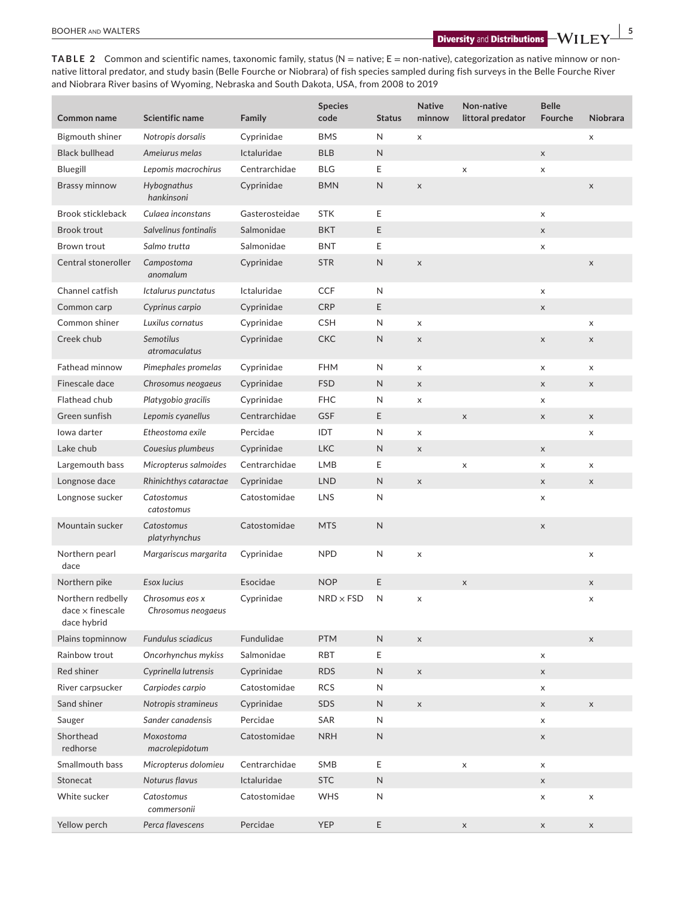**TABLE 2** Common and scientific names, taxonomic family, status (N = native; E = non-native), categorization as native minnow or non-native littoral predator, and study basin (Belle Fourche or Niobrara) of fish species sampled during fish surveys in the Belle Fourche River and Niobrara River basins of Wyoming, Nebraska and South Dakota, USA, from 2008 to 2019

| Common name | Scientific name | Family | Species code | Status | Native minnow | Non-native littoral predator | Belle Fourche | Niobrara |
|---|---|---|---|---|---|---|---|---|
| Bigmouth shiner | *Notropis dorsalis* | Cyprinidae | BMS | N | x | | | x |
| Black bullhead | *Ameiurus melas* | Ictaluridae | BLB | N | | | x | |
| Bluegill | *Lepomis macrochirus* | Centrarchidae | BLG | E | | x | x | |
| Brassy minnow | *Hybognathus hankinsoni* | Cyprinidae | BMN | N | x | | | x |
| Brook stickleback | *Culaea inconstans* | Gasterosteidae | STK | E | | | x | |
| Brook trout | *Salvelinus fontinalis* | Salmonidae | BKT | E | | | x | |
| Brown trout | *Salmo trutta* | Salmonidae | BNT | E | | | x | |
| Central stoneroller | *Campostoma anomalum* | Cyprinidae | STR | N | x | | | x |
| Channel catfish | *Ictalurus punctatus* | Ictaluridae | CCF | N | | | x | |
| Common carp | *Cyprinus carpio* | Cyprinidae | CRP | E | | | x | |
| Common shiner | *Luxilus cornatus* | Cyprinidae | CSH | N | x | | | x |
| Creek chub | *Semotilus atromaculatus* | Cyprinidae | CKC | N | x | | x | x |
| Fathead minnow | *Pimephales promelas* | Cyprinidae | FHM | N | x | | x | x |
| Finescale dace | *Chrosomus neogaeus* | Cyprinidae | FSD | N | x | | x | x |
| Flathead chub | *Platygobio gracilis* | Cyprinidae | FHC | N | x | | x | |
| Green sunfish | *Lepomis cyanellus* | Centrarchidae | GSF | E | | x | x | x |
| Iowa darter | *Etheostoma exile* | Percidae | IDT | N | x | | | x |
| Lake chub | *Couesius plumbeus* | Cyprinidae | LKC | N | x | | x | |
| Largemouth bass | *Micropterus salmoides* | Centrarchidae | LMB | E | | x | x | x |
| Longnose dace | *Rhinichthys cataractae* | Cyprinidae | LND | N | x | | x | x |
| Longnose sucker | *Catostomus catostomus* | Catostomidae | LNS | N | | | x | |
| Mountain sucker | *Catostomus platyrhynchus* | Catostomidae | MTS | N | | | x | |
| Northern pearl dace | *Margariscus margarita* | Cyprinidae | NPD | N | x | | | x |
| Northern pike | *Esox lucius* | Esocidae | NOP | E | | x | | x |
| Northern redbelly dace × finescale dace hybrid | *Chrosomus eos x Chrosomus neogaeus* | Cyprinidae | NRD × FSD | N | x | | | x |
| Plains topminnow | *Fundulus sciadicus* | Fundulidae | PTM | N | x | | | x |
| Rainbow trout | *Oncorhynchus mykiss* | Salmonidae | RBT | E | | | x | |
| Red shiner | *Cyprinella lutrensis* | Cyprinidae | RDS | N | x | | x | |
| River carpsucker | *Carpiodes carpio* | Catostomidae | RCS | N | | | x | |
| Sand shiner | *Notropis stramineus* | Cyprinidae | SDS | N | x | | x | x |
| Sauger | *Sander canadensis* | Percidae | SAR | N | | | x | |
| Shorthead redhorse | *Moxostoma macrolepidotum* | Catostomidae | NRH | N | | | x | |
| Smallmouth bass | *Micropterus dolomieu* | Centrarchidae | SMB | E | | x | x | |
| Stonecat | *Noturus flavus* | Ictaluridae | STC | N | | | x | |
| White sucker | *Catostomus commersonii* | Catostomidae | WHS | N | | | x | x |
| Yellow perch | *Perca flavescens* | Percidae | YEP | E | | x | x | x |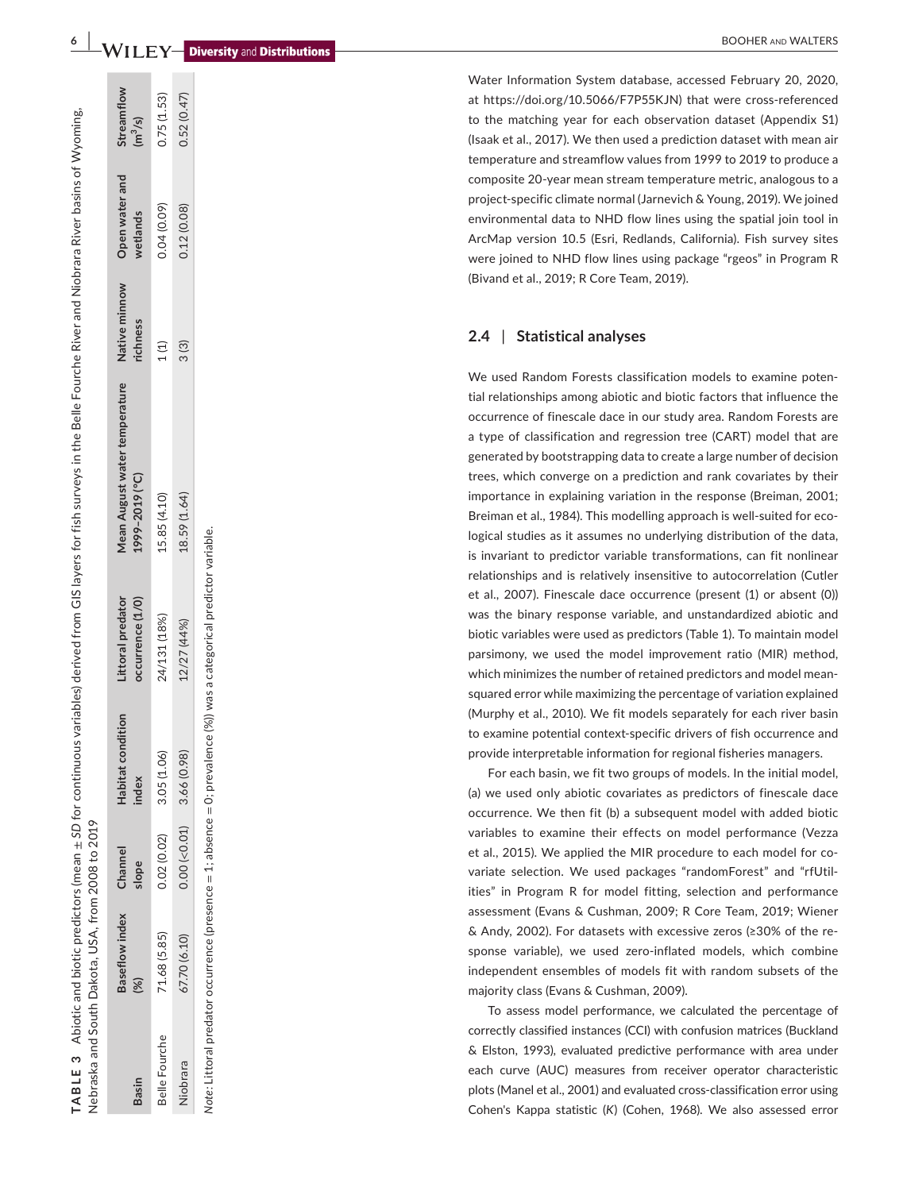**TABLE 3** Abiotic and biotic predictors (mean ± *SD* for continuous variables) derived from GIS layers for fish surveys in the Belle Fourche River and Niobrara River basins of Wyoming, Nebraska and South Dakota, USA, from 2008 to 2019

| Basin | Baseflow index (%) | Channel slope | Habitat condition index | Littoral predator occurrence (1/0) | Mean August water temperature 1999–2019 (°C) | Native minnow richness | Open water and wetlands | Streamflow ($m^3$/s) |
|---|---|---|---|---|---|---|---|---|
| Belle Fourche | 71.68 (5.85) | 0.02 (0.02) | 3.05 (1.06) | 24/131 (18%) | 15.85 (4.10) | 1 (1) | 0.04 (0.09) | 0.75 (1.53) |
| Niobrara | 67.70 (6.10) | 0.00 (<0.01) | 3.66 (0.98) | 12/27 (44%) | 18.59 (1.64) | 3 (3) | 0.12 (0.08) | 0.52 (0.47) |

*Note*: Littoral predator occurrence (presence = 1; absence = 0; prevalence (%)) was a categorical predictor variable.

Water Information System database, accessed February 20, 2020, at https://doi.org/10.5066/F7P55KJN) that were cross-referenced to the matching year for each observation dataset (Appendix S1) (Isaak et al., 2017). We then used a prediction dataset with mean air temperature and streamflow values from 1999 to 2019 to produce a composite 20-year mean stream temperature metric, analogous to a project-specific climate normal (Jarnevich & Young, 2019). We joined environmental data to NHD flow lines using the spatial join tool in ArcMap version 10.5 (Esri, Redlands, California). Fish survey sites were joined to NHD flow lines using package "rgeos" in Program R (Bivand et al., 2019; R Core Team, 2019).

### 2.4 | Statistical analyses

We used Random Forests classification models to examine potential relationships among abiotic and biotic factors that influence the occurrence of finescale dace in our study area. Random Forests are a type of classification and regression tree (CART) model that are generated by bootstrapping data to create a large number of decision trees, which converge on a prediction and rank covariates by their importance in explaining variation in the response (Breiman, 2001; Breiman et al., 1984). This modelling approach is well-suited for ecological studies as it assumes no underlying distribution of the data, is invariant to predictor variable transformations, can fit nonlinear relationships and is relatively insensitive to autocorrelation (Cutler et al., 2007). Finescale dace occurrence (present (1) or absent (0)) was the binary response variable, and unstandardized abiotic and biotic variables were used as predictors (Table 1). To maintain model parsimony, we used the model improvement ratio (MIR) method, which minimizes the number of retained predictors and model mean-squared error while maximizing the percentage of variation explained (Murphy et al., 2010). We fit models separately for each river basin to examine potential context-specific drivers of fish occurrence and provide interpretable information for regional fisheries managers.

For each basin, we fit two groups of models. In the initial model, (a) we used only abiotic covariates as predictors of finescale dace occurrence. We then fit (b) a subsequent model with added biotic variables to examine their effects on model performance (Vezza et al., 2015). We applied the MIR procedure to each model for covariate selection. We used packages "randomForest" and "rfUtilities" in Program R for model fitting, selection and performance assessment (Evans & Cushman, 2009; R Core Team, 2019; Wiener & Andy, 2002). For datasets with excessive zeros (≥30% of the response variable), we used zero-inflated models, which combine independent ensembles of models fit with random subsets of the majority class (Evans & Cushman, 2009).

To assess model performance, we calculated the percentage of correctly classified instances (CCI) with confusion matrices (Buckland & Elston, 1993), evaluated predictive performance with area under each curve (AUC) measures from receiver operator characteristic plots (Manel et al., 2001) and evaluated cross-classification error using Cohen's Kappa statistic (*K*) (Cohen, 1968). We also assessed error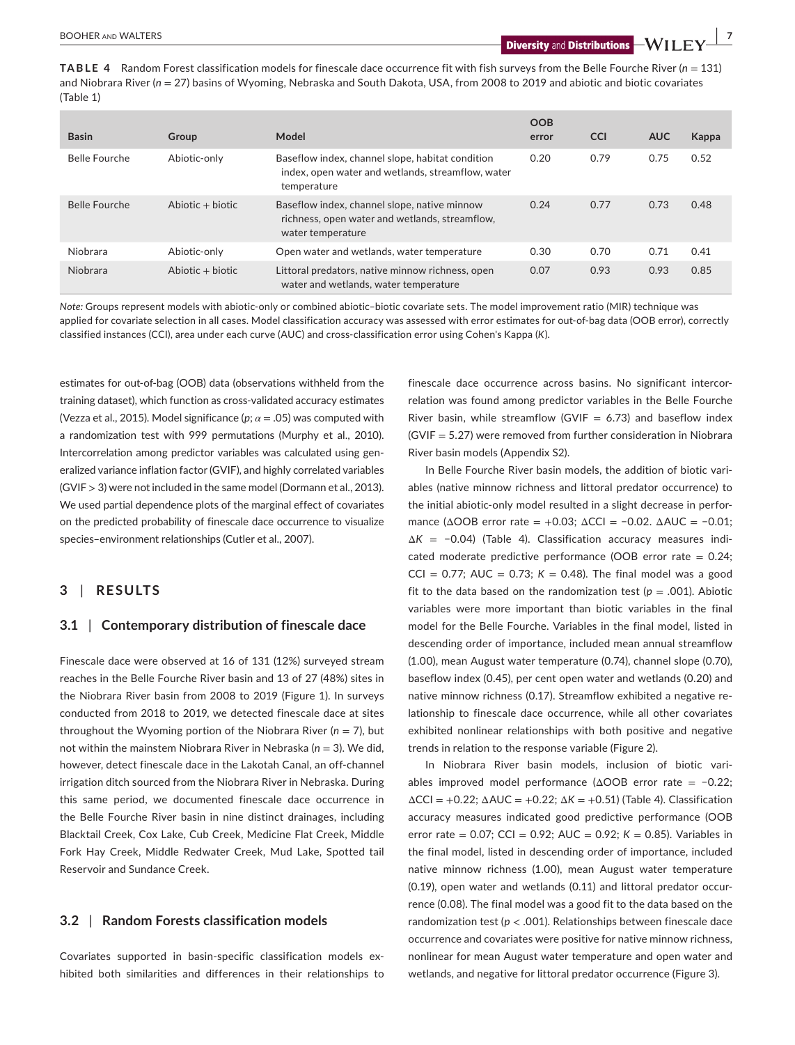**TABLE 4** Random Forest classification models for finescale dace occurrence fit with fish surveys from the Belle Fourche River ($n = 131$) and Niobrara River ($n = 27$) basins of Wyoming, Nebraska and South Dakota, USA, from 2008 to 2019 and abiotic and biotic covariates (Table 1)

| Basin | Group | Model | OOB error | CCI | AUC | Kappa |
|---|---|---|---|---|---|---|
| Belle Fourche | Abiotic-only | Baseflow index, channel slope, habitat condition index, open water and wetlands, streamflow, water temperature | 0.20 | 0.79 | 0.75 | 0.52 |
| Belle Fourche | Abiotic + biotic | Baseflow index, channel slope, native minnow richness, open water and wetlands, streamflow, water temperature | 0.24 | 0.77 | 0.73 | 0.48 |
| Niobrara | Abiotic-only | Open water and wetlands, water temperature | 0.30 | 0.70 | 0.71 | 0.41 |
| Niobrara | Abiotic + biotic | Littoral predators, native minnow richness, open water and wetlands, water temperature | 0.07 | 0.93 | 0.93 | 0.85 |

*Note:* Groups represent models with abiotic-only or combined abiotic–biotic covariate sets. The model improvement ratio (MIR) technique was applied for covariate selection in all cases. Model classification accuracy was assessed with error estimates for out-of-bag data (OOB error), correctly classified instances (CCI), area under each curve (AUC) and cross-classification error using Cohen's Kappa ($K$).

estimates for out-of-bag (OOB) data (observations withheld from the training dataset), which function as cross-validated accuracy estimates (Vezza et al., 2015). Model significance ($p$; $\alpha = .05$) was computed with a randomization test with 999 permutations (Murphy et al., 2010). Intercorrelation among predictor variables was calculated using generalized variance inflation factor (GVIF), and highly correlated variables (GVIF > 3) were not included in the same model (Dormann et al., 2013). We used partial dependence plots of the marginal effect of covariates on the predicted probability of finescale dace occurrence to visualize species–environment relationships (Cutler et al., 2007).

## 3 | RESULTS

### 3.1 | Contemporary distribution of finescale dace

Finescale dace were observed at 16 of 131 (12%) surveyed stream reaches in the Belle Fourche River basin and 13 of 27 (48%) sites in the Niobrara River basin from 2008 to 2019 (Figure 1). In surveys conducted from 2018 to 2019, we detected finescale dace at sites throughout the Wyoming portion of the Niobrara River ($n = 7$), but not within the mainstem Niobrara River in Nebraska ($n = 3$). We did, however, detect finescale dace in the Lakotah Canal, an off-channel irrigation ditch sourced from the Niobrara River in Nebraska. During this same period, we documented finescale dace occurrence in the Belle Fourche River basin in nine distinct drainages, including Blacktail Creek, Cox Lake, Cub Creek, Medicine Flat Creek, Middle Fork Hay Creek, Middle Redwater Creek, Mud Lake, Spotted tail Reservoir and Sundance Creek.

### 3.2 | Random Forests classification models

Covariates supported in basin-specific classification models exhibited both similarities and differences in their relationships to finescale dace occurrence across basins. No significant intercorrelation was found among predictor variables in the Belle Fourche River basin, while streamflow (GVIF = 6.73) and baseflow index (GVIF = 5.27) were removed from further consideration in Niobrara River basin models (Appendix S2).

In Belle Fourche River basin models, the addition of biotic variables (native minnow richness and littoral predator occurrence) to the initial abiotic-only model resulted in a slight decrease in performance ($\Delta$OOB error rate = +0.03; $\Delta$CCI = −0.02. $\Delta$AUC = −0.01; $\Delta K$ = −0.04) (Table 4). Classification accuracy measures indicated moderate predictive performance (OOB error rate = 0.24; CCI = 0.77; AUC = 0.73; $K$ = 0.48). The final model was a good fit to the data based on the randomization test ($p = .001$). Abiotic variables were more important than biotic variables in the final model for the Belle Fourche. Variables in the final model, listed in descending order of importance, included mean annual streamflow (1.00), mean August water temperature (0.74), channel slope (0.70), baseflow index (0.45), per cent open water and wetlands (0.20) and native minnow richness (0.17). Streamflow exhibited a negative relationship to finescale dace occurrence, while all other covariates exhibited nonlinear relationships with both positive and negative trends in relation to the response variable (Figure 2).

In Niobrara River basin models, inclusion of biotic variables improved model performance ($\Delta$OOB error rate = −0.22; $\Delta$CCI = +0.22; $\Delta$AUC = +0.22; $\Delta K$ = +0.51) (Table 4). Classification accuracy measures indicated good predictive performance (OOB error rate = 0.07; CCI = 0.92; AUC = 0.92; $K$ = 0.85). Variables in the final model, listed in descending order of importance, included native minnow richness (1.00), mean August water temperature (0.19), open water and wetlands (0.11) and littoral predator occurrence (0.08). The final model was a good fit to the data based on the randomization test ($p < .001$). Relationships between finescale dace occurrence and covariates were positive for native minnow richness, nonlinear for mean August water temperature and open water and wetlands, and negative for littoral predator occurrence (Figure 3).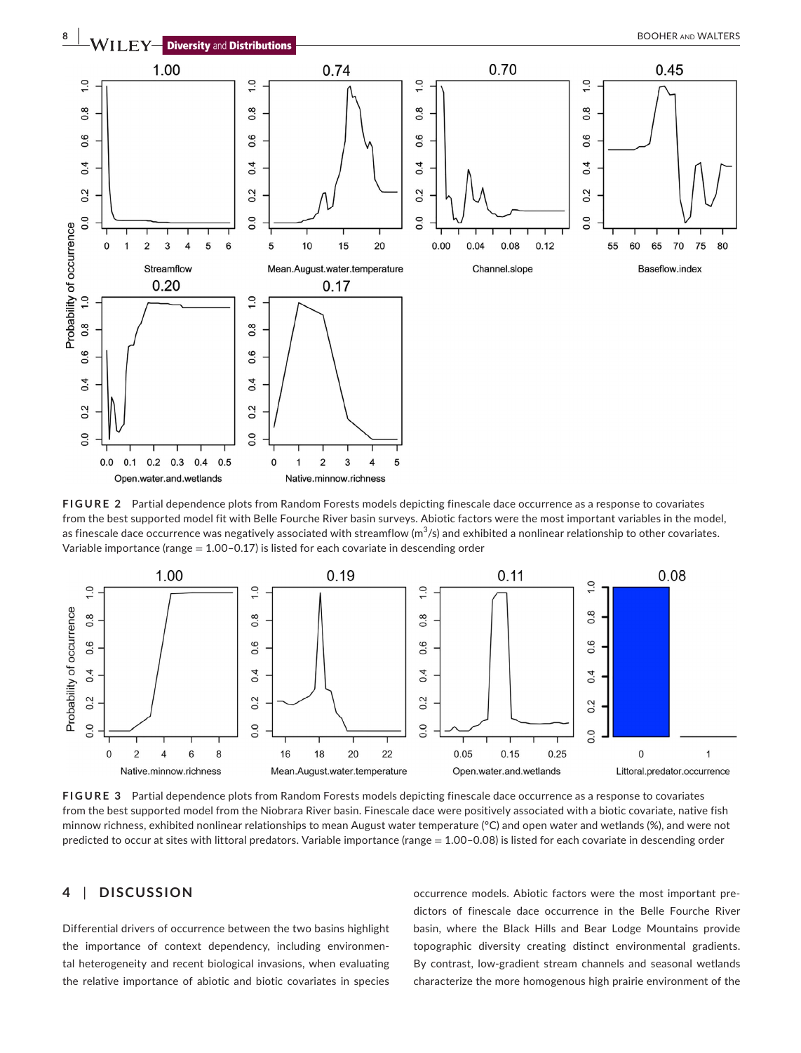**FIGURE 2** Partial dependence plots from Random Forests models depicting finescale dace occurrence as a response to covariates from the best supported model fit with Belle Fourche River basin surveys. Abiotic factors were the most important variables in the model, as finescale dace occurrence was negatively associated with streamflow ($m^3/s$) and exhibited a nonlinear relationship to other covariates. Variable importance (range = 1.00–0.17) is listed for each covariate in descending order

**FIGURE 3** Partial dependence plots from Random Forests models depicting finescale dace occurrence as a response to covariates from the best supported model from the Niobrara River basin. Finescale dace were positively associated with a biotic covariate, native fish minnow richness, exhibited nonlinear relationships to mean August water temperature (°C) and open water and wetlands (%), and were not predicted to occur at sites with littoral predators. Variable importance (range = 1.00–0.08) is listed for each covariate in descending order

## 4 | DISCUSSION

Differential drivers of occurrence between the two basins highlight the importance of context dependency, including environmental heterogeneity and recent biological invasions, when evaluating the relative importance of abiotic and biotic covariates in species occurrence models. Abiotic factors were the most important predictors of finescale dace occurrence in the Belle Fourche River basin, where the Black Hills and Bear Lodge Mountains provide topographic diversity creating distinct environmental gradients. By contrast, low-gradient stream channels and seasonal wetlands characterize the more homogenous high prairie environment of the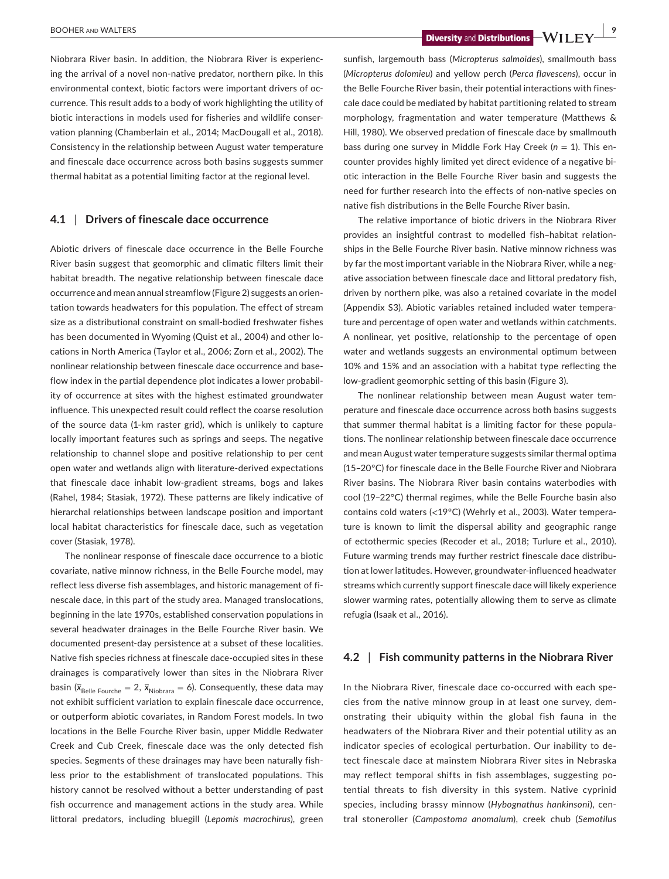Niobrara River basin. In addition, the Niobrara River is experiencing the arrival of a novel non-native predator, northern pike. In this environmental context, biotic factors were important drivers of occurrence. This result adds to a body of work highlighting the utility of biotic interactions in models used for fisheries and wildlife conservation planning (Chamberlain et al., 2014; MacDougall et al., 2018). Consistency in the relationship between August water temperature and finescale dace occurrence across both basins suggests summer thermal habitat as a potential limiting factor at the regional level.

## 4.1 | Drivers of finescale dace occurrence

Abiotic drivers of finescale dace occurrence in the Belle Fourche River basin suggest that geomorphic and climatic filters limit their habitat breadth. The negative relationship between finescale dace occurrence and mean annual streamflow (Figure 2) suggests an orientation towards headwaters for this population. The effect of stream size as a distributional constraint on small-bodied freshwater fishes has been documented in Wyoming (Quist et al., 2004) and other locations in North America (Taylor et al., 2006; Zorn et al., 2002). The nonlinear relationship between finescale dace occurrence and base-flow index in the partial dependence plot indicates a lower probability of occurrence at sites with the highest estimated groundwater influence. This unexpected result could reflect the coarse resolution of the source data (1-km raster grid), which is unlikely to capture locally important features such as springs and seeps. The negative relationship to channel slope and positive relationship to per cent open water and wetlands align with literature-derived expectations that finescale dace inhabit low-gradient streams, bogs and lakes (Rahel, 1984; Stasiak, 1972). These patterns are likely indicative of hierarchical relationships between landscape position and important local habitat characteristics for finescale dace, such as vegetation cover (Stasiak, 1978).

The nonlinear response of finescale dace occurrence to a biotic covariate, native minnow richness, in the Belle Fourche model, may reflect less diverse fish assemblages, and historic management of finescale dace, in this part of the study area. Managed translocations, beginning in the late 1970s, established conservation populations in several headwater drainages in the Belle Fourche River basin. We documented present-day persistence at a subset of these localities. Native fish species richness at finescale dace-occupied sites in these drainages is comparatively lower than sites in the Niobrara River basin ($\bar{x}_{\text{Belle Fourche}} = 2$, $\bar{x}_{\text{Niobrara}} = 6$). Consequently, these data may not exhibit sufficient variation to explain finescale dace occurrence, or outperform abiotic covariates, in Random Forest models. In two locations in the Belle Fourche River basin, upper Middle Redwater Creek and Cub Creek, finescale dace was the only detected fish species. Segments of these drainages may have been naturally fishless prior to the establishment of translocated populations. This history cannot be resolved without a better understanding of past fish occurrence and management actions in the study area. While littoral predators, including bluegill (*Lepomis macrochirus*), green sunfish, largemouth bass (*Micropterus salmoides*), smallmouth bass (*Micropterus dolomieu*) and yellow perch (*Perca flavescens*), occur in the Belle Fourche River basin, their potential interactions with finescale dace could be mediated by habitat partitioning related to stream morphology, fragmentation and water temperature (Matthews & Hill, 1980). We observed predation of finescale dace by smallmouth bass during one survey in Middle Fork Hay Creek ($n = 1$). This encounter provides highly limited yet direct evidence of a negative biotic interaction in the Belle Fourche River basin and suggests the need for further research into the effects of non-native species on native fish distributions in the Belle Fourche River basin.

The relative importance of biotic drivers in the Niobrara River provides an insightful contrast to modelled fish–habitat relationships in the Belle Fourche River basin. Native minnow richness was by far the most important variable in the Niobrara River, while a negative association between finescale dace and littoral predatory fish, driven by northern pike, was also a retained covariate in the model (Appendix S3). Abiotic variables retained included water temperature and percentage of open water and wetlands within catchments. A nonlinear, yet positive, relationship to the percentage of open water and wetlands suggests an environmental optimum between 10% and 15% and an association with a habitat type reflecting the low-gradient geomorphic setting of this basin (Figure 3).

The nonlinear relationship between mean August water temperature and finescale dace occurrence across both basins suggests that summer thermal habitat is a limiting factor for these populations. The nonlinear relationship between finescale dace occurrence and mean August water temperature suggests similar thermal optima (15–20°C) for finescale dace in the Belle Fourche River and Niobrara River basins. The Niobrara River basin contains waterbodies with cool (19–22°C) thermal regimes, while the Belle Fourche basin also contains cold waters (<19°C) (Wehrly et al., 2003). Water temperature is known to limit the dispersal ability and geographic range of ectothermic species (Recoder et al., 2018; Turlure et al., 2010). Future warming trends may further restrict finescale dace distribution at lower latitudes. However, groundwater-influenced headwater streams which currently support finescale dace will likely experience slower warming rates, potentially allowing them to serve as climate refugia (Isaak et al., 2016).

## 4.2 | Fish community patterns in the Niobrara River

In the Niobrara River, finescale dace co-occurred with each species from the native minnow group in at least one survey, demonstrating their ubiquity within the global fish fauna in the headwaters of the Niobrara River and their potential utility as an indicator species of ecological perturbation. Our inability to detect finescale dace at mainstem Niobrara River sites in Nebraska may reflect temporal shifts in fish assemblages, suggesting potential threats to fish diversity in this system. Native cyprinid species, including brassy minnow (*Hybognathus hankinsoni*), central stoneroller (*Campostoma anomalum*), creek chub (*Semotilus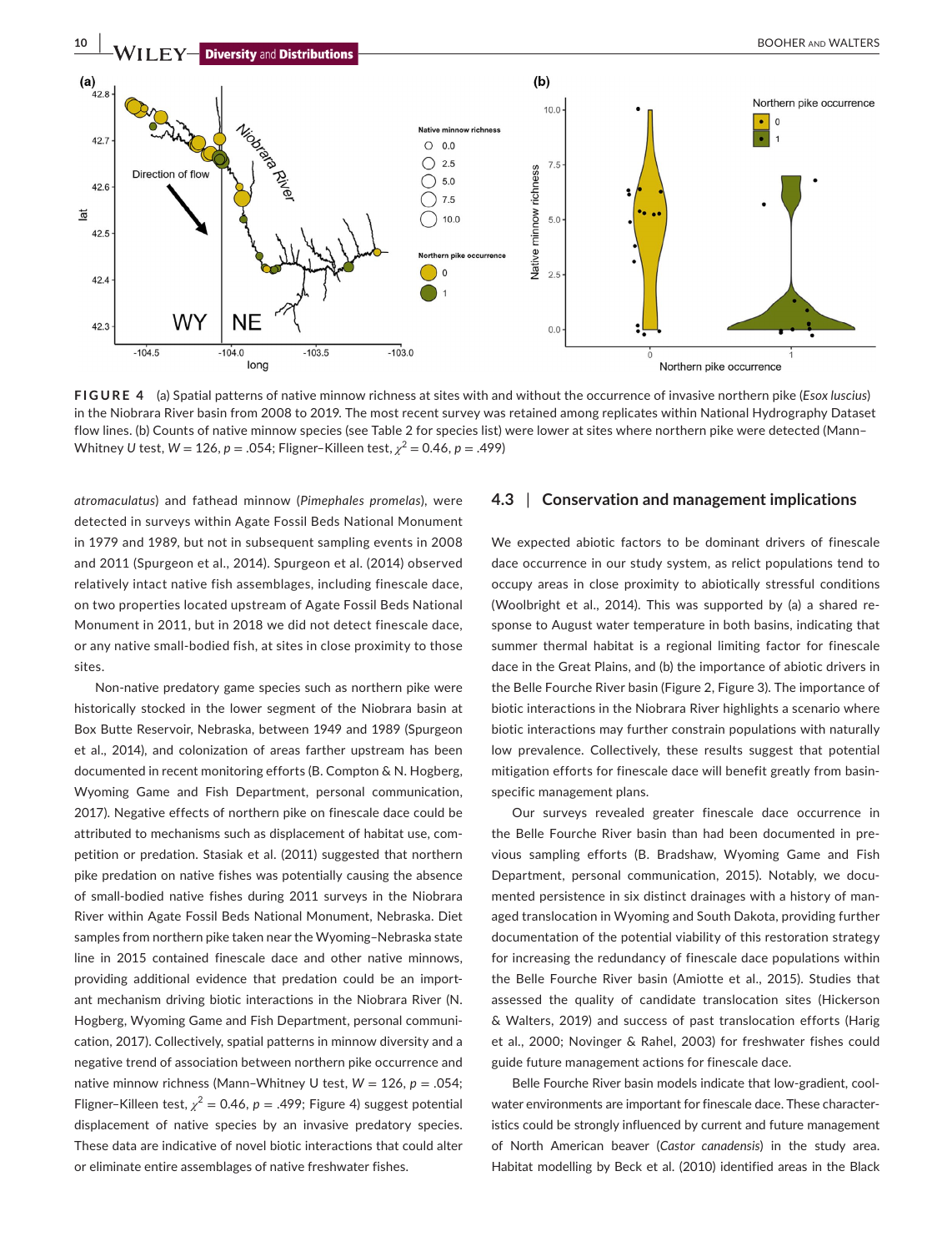**FIGURE 4** (a) Spatial patterns of native minnow richness at sites with and without the occurrence of invasive northern pike (*Esox luscius*) in the Niobrara River basin from 2008 to 2019. The most recent survey was retained among replicates within National Hydrography Dataset flow lines. (b) Counts of native minnow species (see Table 2 for species list) were lower at sites where northern pike were detected (Mann–Whitney *U* test, $W = 126$, $p = .054$; Fligner–Killeen test, $\chi^2 = 0.46$, $p = .499$)

*atromaculatus*) and fathead minnow (*Pimephales promelas*), were detected in surveys within Agate Fossil Beds National Monument in 1979 and 1989, but not in subsequent sampling events in 2008 and 2011 (Spurgeon et al., 2014). Spurgeon et al. (2014) observed relatively intact native fish assemblages, including finescale dace, on two properties located upstream of Agate Fossil Beds National Monument in 2011, but in 2018 we did not detect finescale dace, or any native small-bodied fish, at sites in close proximity to those sites.

Non-native predatory game species such as northern pike were historically stocked in the lower segment of the Niobrara basin at Box Butte Reservoir, Nebraska, between 1949 and 1989 (Spurgeon et al., 2014), and colonization of areas farther upstream has been documented in recent monitoring efforts (B. Compton & N. Hogberg, Wyoming Game and Fish Department, personal communication, 2017). Negative effects of northern pike on finescale dace could be attributed to mechanisms such as displacement of habitat use, competition or predation. Stasiak et al. (2011) suggested that northern pike predation on native fishes was potentially causing the absence of small-bodied native fishes during 2011 surveys in the Niobrara River within Agate Fossil Beds National Monument, Nebraska. Diet samples from northern pike taken near the Wyoming–Nebraska state line in 2015 contained finescale dace and other native minnows, providing additional evidence that predation could be an important mechanism driving biotic interactions in the Niobrara River (N. Hogberg, Wyoming Game and Fish Department, personal communication, 2017). Collectively, spatial patterns in minnow diversity and a negative trend of association between northern pike occurrence and native minnow richness (Mann–Whitney U test, $W = 126$, $p = .054$; Fligner–Killeen test, $\chi^2 = 0.46$, $p = .499$; Figure 4) suggest potential displacement of native species by an invasive predatory species. These data are indicative of novel biotic interactions that could alter or eliminate entire assemblages of native freshwater fishes.

### 4.3 | Conservation and management implications

We expected abiotic factors to be dominant drivers of finescale dace occurrence in our study system, as relict populations tend to occupy areas in close proximity to abiotically stressful conditions (Woolbright et al., 2014). This was supported by (a) a shared response to August water temperature in both basins, indicating that summer thermal habitat is a regional limiting factor for finescale dace in the Great Plains, and (b) the importance of abiotic drivers in the Belle Fourche River basin (Figure 2, Figure 3). The importance of biotic interactions in the Niobrara River highlights a scenario where biotic interactions may further constrain populations with naturally low prevalence. Collectively, these results suggest that potential mitigation efforts for finescale dace will benefit greatly from basin-specific management plans.

Our surveys revealed greater finescale dace occurrence in the Belle Fourche River basin than had been documented in previous sampling efforts (B. Bradshaw, Wyoming Game and Fish Department, personal communication, 2015). Notably, we documented persistence in six distinct drainages with a history of managed translocation in Wyoming and South Dakota, providing further documentation of the potential viability of this restoration strategy for increasing the redundancy of finescale dace populations within the Belle Fourche River basin (Amiotte et al., 2015). Studies that assessed the quality of candidate translocation sites (Hickerson & Walters, 2019) and success of past translocation efforts (Harig et al., 2000; Novinger & Rahel, 2003) for freshwater fishes could guide future management actions for finescale dace.

Belle Fourche River basin models indicate that low-gradient, cool-water environments are important for finescale dace. These characteristics could be strongly influenced by current and future management of North American beaver (*Castor canadensis*) in the study area. Habitat modelling by Beck et al. (2010) identified areas in the Black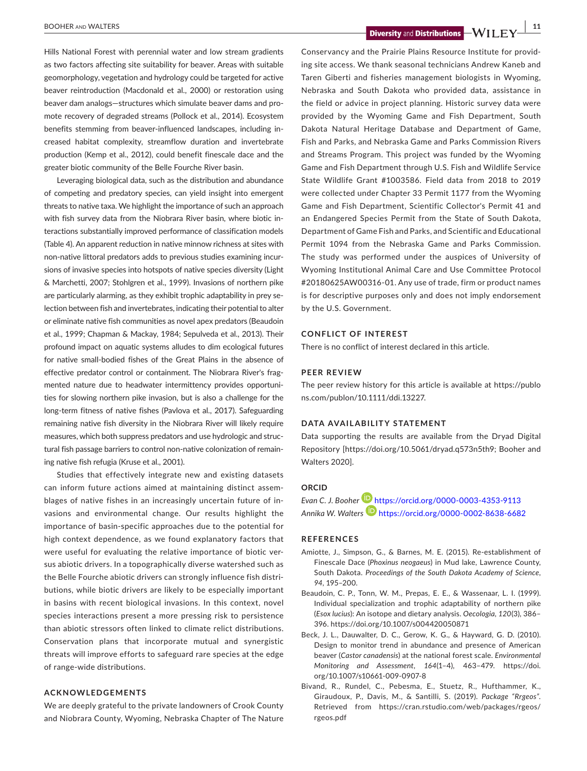Hills National Forest with perennial water and low stream gradients as two factors affecting site suitability for beaver. Areas with suitable geomorphology, vegetation and hydrology could be targeted for active beaver reintroduction (Macdonald et al., 2000) or restoration using beaver dam analogs—structures which simulate beaver dams and promote recovery of degraded streams (Pollock et al., 2014). Ecosystem benefits stemming from beaver-influenced landscapes, including increased habitat complexity, streamflow duration and invertebrate production (Kemp et al., 2012), could benefit finescale dace and the greater biotic community of the Belle Fourche River basin.

Leveraging biological data, such as the distribution and abundance of competing and predatory species, can yield insight into emergent threats to native taxa. We highlight the importance of such an approach with fish survey data from the Niobrara River basin, where biotic interactions substantially improved performance of classification models (Table 4). An apparent reduction in native minnow richness at sites with non-native littoral predators adds to previous studies examining incursions of invasive species into hotspots of native species diversity (Light & Marchetti, 2007; Stohlgren et al., 1999). Invasions of northern pike are particularly alarming, as they exhibit trophic adaptability in prey selection between fish and invertebrates, indicating their potential to alter or eliminate native fish communities as novel apex predators (Beaudoin et al., 1999; Chapman & Mackay, 1984; Sepulveda et al., 2013). Their profound impact on aquatic systems alludes to dim ecological futures for native small-bodied fishes of the Great Plains in the absence of effective predator control or containment. The Niobrara River's fragmented nature due to headwater intermittency provides opportunities for slowing northern pike invasion, but is also a challenge for the long-term fitness of native fishes (Pavlova et al., 2017). Safeguarding remaining native fish diversity in the Niobrara River will likely require measures, which both suppress predators and use hydrologic and structural fish passage barriers to control non-native colonization of remaining native fish refugia (Kruse et al., 2001).

Studies that effectively integrate new and existing datasets can inform future actions aimed at maintaining distinct assemblages of native fishes in an increasingly uncertain future of invasions and environmental change. Our results highlight the importance of basin-specific approaches due to the potential for high context dependence, as we found explanatory factors that were useful for evaluating the relative importance of biotic versus abiotic drivers. In a topographically diverse watershed such as the Belle Fourche abiotic drivers can strongly influence fish distributions, while biotic drivers are likely to be especially important in basins with recent biological invasions. In this context, novel species interactions present a more pressing risk to persistence than abiotic stressors often linked to climate relict distributions. Conservation plans that incorporate mutual and synergistic threats will improve efforts to safeguard rare species at the edge of range-wide distributions.

## ACKNOWLEDGEMENTS

We are deeply grateful to the private landowners of Crook County and Niobrara County, Wyoming, Nebraska Chapter of The Nature Conservancy and the Prairie Plains Resource Institute for providing site access. We thank seasonal technicians Andrew Kaneb and Taren Giberti and fisheries management biologists in Wyoming, Nebraska and South Dakota who provided data, assistance in the field or advice in project planning. Historic survey data were provided by the Wyoming Game and Fish Department, South Dakota Natural Heritage Database and Department of Game, Fish and Parks, and Nebraska Game and Parks Commission Rivers and Streams Program. This project was funded by the Wyoming Game and Fish Department through U.S. Fish and Wildlife Service State Wildlife Grant #1003586. Field data from 2018 to 2019 were collected under Chapter 33 Permit 1177 from the Wyoming Game and Fish Department, Scientific Collector's Permit 41 and an Endangered Species Permit from the State of South Dakota, Department of Game Fish and Parks, and Scientific and Educational Permit 1094 from the Nebraska Game and Parks Commission. The study was performed under the auspices of University of Wyoming Institutional Animal Care and Use Committee Protocol #20180625AW00316-01. Any use of trade, firm or product names is for descriptive purposes only and does not imply endorsement by the U.S. Government.

## CONFLICT OF INTEREST

There is no conflict of interest declared in this article.

## PEER REVIEW

The peer review history for this article is available at https://publons.com/publon/10.1111/ddi.13227.

## DATA AVAILABILITY STATEMENT

Data supporting the results are available from the Dryad Digital Repository [https://doi.org/10.5061/dryad.q573n5th9; Booher and Walters 2020].

## ORCID

*Evan C. J. Booher* https://orcid.org/0000-0003-4353-9113
*Annika W. Walters* https://orcid.org/0000-0002-8638-6682

## REFERENCES

Amiotte, J., Simpson, G., & Barnes, M. E. (2015). Re-establishment of Finescale Dace (*Phoxinus neogaeus*) in Mud lake, Lawrence County, South Dakota. *Proceedings of the South Dakota Academy of Science*, *94*, 195–200.

Beaudoin, C. P., Tonn, W. M., Prepas, E. E., & Wassenaar, L. I. (1999). Individual specialization and trophic adaptability of northern pike (*Esox lucius*): An isotope and dietary analysis. *Oecologia*, *120*(3), 386–396. https://doi.org/10.1007/s004420050871

Beck, J. L., Dauwalter, D. C., Gerow, K. G., & Hayward, G. D. (2010). Design to monitor trend in abundance and presence of American beaver (*Castor canadensis*) at the national forest scale. *Environmental Monitoring and Assessment*, *164*(1–4), 463–479. https://doi.org/10.1007/s10661-009-0907-8

Bivand, R., Rundel, C., Pebesma, E., Stuetz, R., Hufthammer, K., Giraudoux, P., Davis, M., & Santilli, S. (2019). *Package "Rrgeos"*. Retrieved from https://cran.rstudio.com/web/packages/rgeos/rgeos.pdf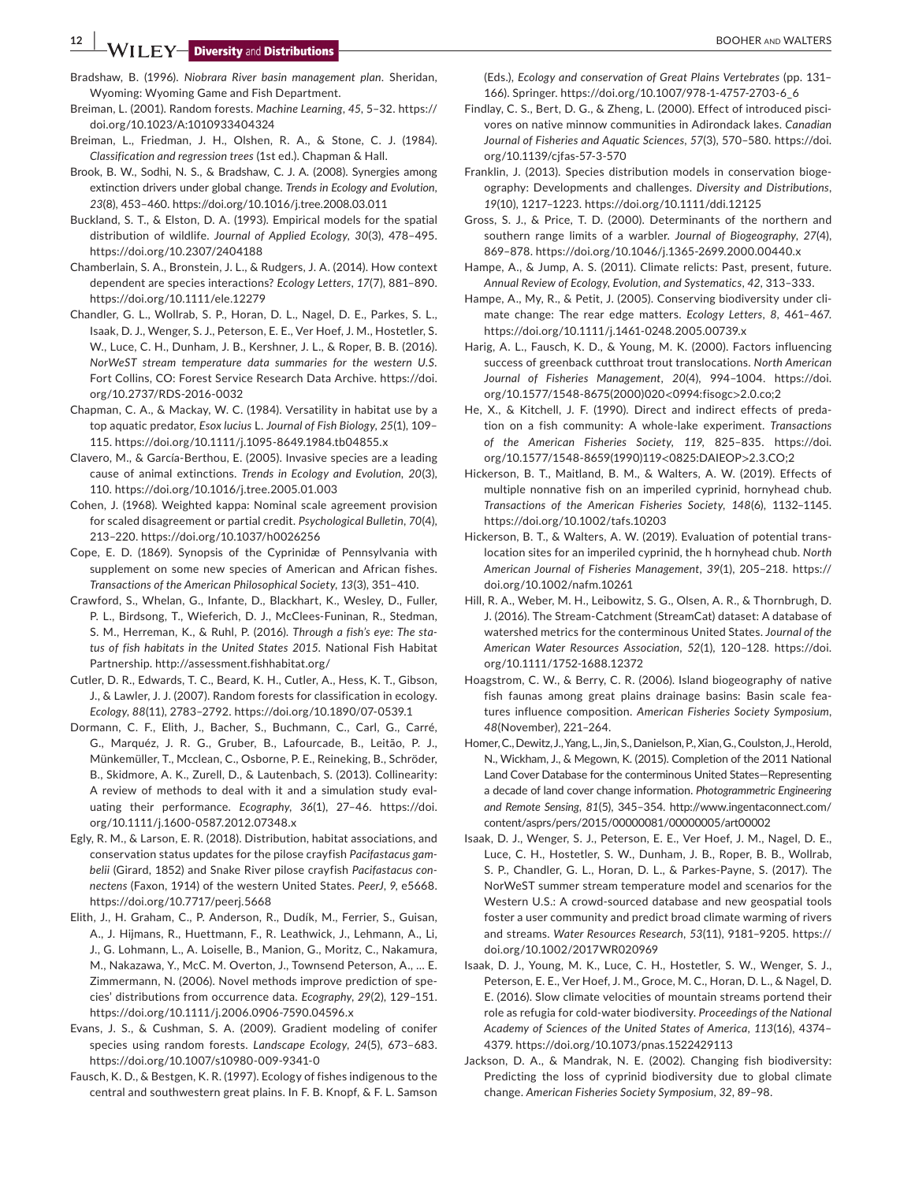Bradshaw, B. (1996). *Niobrara River basin management plan*. Sheridan, Wyoming: Wyoming Game and Fish Department.

Breiman, L. (2001). Random forests. *Machine Learning*, *45*, 5–32. https://doi.org/10.1023/A:1010933404324

Breiman, L., Friedman, J. H., Olshen, R. A., & Stone, C. J. (1984). *Classification and regression trees* (1st ed.). Chapman & Hall.

Brook, B. W., Sodhi, N. S., & Bradshaw, C. J. A. (2008). Synergies among extinction drivers under global change. *Trends in Ecology and Evolution*, *23*(8), 453–460. https://doi.org/10.1016/j.tree.2008.03.011

Buckland, S. T., & Elston, D. A. (1993). Empirical models for the spatial distribution of wildlife. *Journal of Applied Ecology*, *30*(3), 478–495. https://doi.org/10.2307/2404188

Chamberlain, S. A., Bronstein, J. L., & Rudgers, J. A. (2014). How context dependent are species interactions? *Ecology Letters*, *17*(7), 881–890. https://doi.org/10.1111/ele.12279

Chandler, G. L., Wollrab, S. P., Horan, D. L., Nagel, D. E., Parkes, S. L., Isaak, D. J., Wenger, S. J., Peterson, E. E., Ver Hoef, J. M., Hostetler, S. W., Luce, C. H., Dunham, J. B., Kershner, J. L., & Roper, B. B. (2016). *NorWeST stream temperature data summaries for the western U.S*. Fort Collins, CO: Forest Service Research Data Archive. https://doi.org/10.2737/RDS-2016-0032

Chapman, C. A., & Mackay, W. C. (1984). Versatility in habitat use by a top aquatic predator, *Esox lucius* L. *Journal of Fish Biology*, *25*(1), 109–115. https://doi.org/10.1111/j.1095-8649.1984.tb04855.x

Clavero, M., & García-Berthou, E. (2005). Invasive species are a leading cause of animal extinctions. *Trends in Ecology and Evolution*, *20*(3), 110. https://doi.org/10.1016/j.tree.2005.01.003

Cohen, J. (1968). Weighted kappa: Nominal scale agreement provision for scaled disagreement or partial credit. *Psychological Bulletin*, *70*(4), 213–220. https://doi.org/10.1037/h0026256

Cope, E. D. (1869). Synopsis of the Cyprinidæ of Pennsylvania with supplement on some new species of American and African fishes. *Transactions of the American Philosophical Society*, *13*(3), 351–410.

Crawford, S., Whelan, G., Infante, D., Blackhart, K., Wesley, D., Fuller, P. L., Birdsong, T., Wieferich, D. J., McClees-Funinan, R., Stedman, S. M., Herreman, K., & Ruhl, P. (2016). *Through a fish's eye: The status of fish habitats in the United States 2015*. National Fish Habitat Partnership. http://assessment.fishhabitat.org/

Cutler, D. R., Edwards, T. C., Beard, K. H., Cutler, A., Hess, K. T., Gibson, J., & Lawler, J. J. (2007). Random forests for classification in ecology. *Ecology*, *88*(11), 2783–2792. https://doi.org/10.1890/07-0539.1

Dormann, C. F., Elith, J., Bacher, S., Buchmann, C., Carl, G., Carré, G., Marquéz, J. R. G., Gruber, B., Lafourcade, B., Leitão, P. J., Münkemüller, T., Mcclean, C., Osborne, P. E., Reineking, B., Schröder, B., Skidmore, A. K., Zurell, D., & Lautenbach, S. (2013). Collinearity: A review of methods to deal with it and a simulation study evaluating their performance. *Ecography*, *36*(1), 27–46. https://doi.org/10.1111/j.1600-0587.2012.07348.x

Egly, R. M., & Larson, E. R. (2018). Distribution, habitat associations, and conservation status updates for the pilose crayfish *Pacifastacus gambelii* (Girard, 1852) and Snake River pilose crayfish *Pacifastacus connectens* (Faxon, 1914) of the western United States. *PeerJ*, *9*, e5668. https://doi.org/10.7717/peerj.5668

Elith, J., H. Graham, C., P. Anderson, R., Dudík, M., Ferrier, S., Guisan, A., J. Hijmans, R., Huettmann, F., R. Leathwick, J., Lehmann, A., Li, J., G. Lohmann, L., A. Loiselle, B., Manion, G., Moritz, C., Nakamura, M., Nakazawa, Y., McC. M. Overton, J., Townsend Peterson, A., … E. Zimmermann, N. (2006). Novel methods improve prediction of species' distributions from occurrence data. *Ecography*, *29*(2), 129–151. https://doi.org/10.1111/j.2006.0906-7590.04596.x

Evans, J. S., & Cushman, S. A. (2009). Gradient modeling of conifer species using random forests. *Landscape Ecology*, *24*(5), 673–683. https://doi.org/10.1007/s10980-009-9341-0

Fausch, K. D., & Bestgen, K. R. (1997). Ecology of fishes indigenous to the central and southwestern great plains. In F. B. Knopf, & F. L. Samson (Eds.), *Ecology and conservation of Great Plains Vertebrates* (pp. 131–166). Springer. https://doi.org/10.1007/978-1-4757-2703-6_6

Findlay, C. S., Bert, D. G., & Zheng, L. (2000). Effect of introduced piscivores on native minnow communities in Adirondack lakes. *Canadian Journal of Fisheries and Aquatic Sciences*, *57*(3), 570–580. https://doi.org/10.1139/cjfas-57-3-570

Franklin, J. (2013). Species distribution models in conservation biogeography: Developments and challenges. *Diversity and Distributions*, *19*(10), 1217–1223. https://doi.org/10.1111/ddi.12125

Gross, S. J., & Price, T. D. (2000). Determinants of the northern and southern range limits of a warbler. *Journal of Biogeography*, *27*(4), 869–878. https://doi.org/10.1046/j.1365-2699.2000.00440.x

Hampe, A., & Jump, A. S. (2011). Climate relicts: Past, present, future. *Annual Review of Ecology, Evolution, and Systematics*, *42*, 313–333.

Hampe, A., My, R., & Petit, J. (2005). Conserving biodiversity under climate change: The rear edge matters. *Ecology Letters*, *8*, 461–467. https://doi.org/10.1111/j.1461-0248.2005.00739.x

Harig, A. L., Fausch, K. D., & Young, M. K. (2000). Factors influencing success of greenback cutthroat trout translocations. *North American Journal of Fisheries Management*, *20*(4), 994–1004. https://doi.org/10.1577/1548-8675(2000)020<0994:fisogc>2.0.co;2

He, X., & Kitchell, J. F. (1990). Direct and indirect effects of predation on a fish community: A whole-lake experiment. *Transactions of the American Fisheries Society*, *119*, 825–835. https://doi.org/10.1577/1548-8659(1990)119<0825:DAIEOP>2.3.CO;2

Hickerson, B. T., Maitland, B. M., & Walters, A. W. (2019). Effects of multiple nonnative fish on an imperiled cyprinid, hornyhead chub. *Transactions of the American Fisheries Society*, *148*(6), 1132–1145. https://doi.org/10.1002/tafs.10203

Hickerson, B. T., & Walters, A. W. (2019). Evaluation of potential translocation sites for an imperiled cyprinid, the h hornyhead chub. *North American Journal of Fisheries Management*, *39*(1), 205–218. https://doi.org/10.1002/nafm.10261

Hill, R. A., Weber, M. H., Leibowitz, S. G., Olsen, A. R., & Thornbrugh, D. J. (2016). The Stream-Catchment (StreamCat) dataset: A database of watershed metrics for the conterminous United States. *Journal of the American Water Resources Association*, *52*(1), 120–128. https://doi.org/10.1111/1752-1688.12372

Hoagstrom, C. W., & Berry, C. R. (2006). Island biogeography of native fish faunas among great plains drainage basins: Basin scale features influence composition. *American Fisheries Society Symposium*, *48*(November), 221–264.

Homer, C., Dewitz, J., Yang, L., Jin, S., Danielson, P., Xian, G., Coulston, J., Herold, N., Wickham, J., & Megown, K. (2015). Completion of the 2011 National Land Cover Database for the conterminous United States—Representing a decade of land cover change information. *Photogrammetric Engineering and Remote Sensing*, *81*(5), 345–354. http://www.ingentaconnect.com/content/asprs/pers/2015/00000081/00000005/art00002

Isaak, D. J., Wenger, S. J., Peterson, E. E., Ver Hoef, J. M., Nagel, D. E., Luce, C. H., Hostetler, S. W., Dunham, J. B., Roper, B. B., Wollrab, S. P., Chandler, G. L., Horan, D. L., & Parkes-Payne, S. (2017). The NorWeST summer stream temperature model and scenarios for the Western U.S.: A crowd-sourced database and new geospatial tools foster a user community and predict broad climate warming of rivers and streams. *Water Resources Research*, *53*(11), 9181–9205. https://doi.org/10.1002/2017WR020969

Isaak, D. J., Young, M. K., Luce, C. H., Hostetler, S. W., Wenger, S. J., Peterson, E. E., Ver Hoef, J. M., Groce, M. C., Horan, D. L., & Nagel, D. E. (2016). Slow climate velocities of mountain streams portend their role as refugia for cold-water biodiversity. *Proceedings of the National Academy of Sciences of the United States of America*, *113*(16), 4374–4379. https://doi.org/10.1073/pnas.1522429113

Jackson, D. A., & Mandrak, N. E. (2002). Changing fish biodiversity: Predicting the loss of cyprinid biodiversity due to global climate change. *American Fisheries Society Symposium*, *32*, 89–98.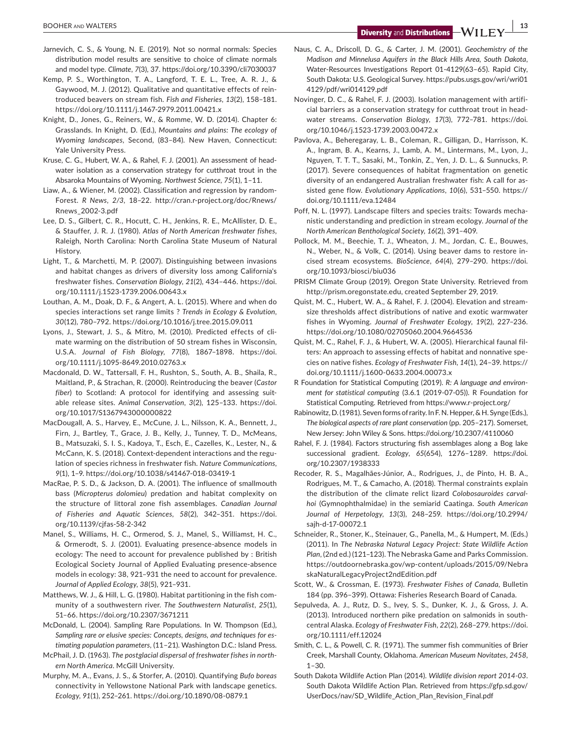Jarnevich, C. S., & Young, N. E. (2019). Not so normal normals: Species distribution model results are sensitive to choice of climate normals and model type. *Climate*, *7*(3), 37. https://doi.org/10.3390/cli7030037

Kemp, P. S., Worthington, T. A., Langford, T. E. L., Tree, A. R. J., & Gaywood, M. J. (2012). Qualitative and quantitative effects of reintroduced beavers on stream fish. *Fish and Fisheries*, *13*(2), 158–181. https://doi.org/10.1111/j.1467-2979.2011.00421.x

Knight, D., Jones, G., Reiners, W., & Romme, W. D. (2014). Chapter 6: Grasslands. In Knight, D. (Ed.), *Mountains and plains: The ecology of Wyoming landscapes*, Second, (83–84). New Haven, Connecticut: Yale University Press.

Kruse, C. G., Hubert, W. A., & Rahel, F. J. (2001). An assessment of headwater isolation as a conservation strategy for cutthroat trout in the Absaroka Mountains of Wyoming. *Northwest Science*, *75*(1), 1–11.

Liaw, A., & Wiener, M. (2002). Classification and regression by randomForest. *R News*, *2/3*, 18–22. http://cran.r-project.org/doc/Rnews/Rnews_2002-3.pdf

Lee, D. S., Gilbert, C. R., Hocutt, C. H., Jenkins, R. E., McAllister, D. E., & Stauffer, J. R. J. (1980). *Atlas of North American freshwater fishes*, Raleigh, North Carolina: North Carolina State Museum of Natural History.

Light, T., & Marchetti, M. P. (2007). Distinguishing between invasions and habitat changes as drivers of diversity loss among California's freshwater fishes. *Conservation Biology*, *21*(2), 434–446. https://doi.org/10.1111/j.1523-1739.2006.00643.x

Louthan, A. M., Doak, D. F., & Angert, A. L. (2015). Where and when do species interactions set range limits ? *Trends in Ecology & Evolution*, *30*(12), 780–792. https://doi.org/10.1016/j.tree.2015.09.011

Lyons, J., Stewart, J. S., & Mitro, M. (2010). Predicted effects of climate warming on the distribution of 50 stream fishes in Wisconsin, U.S.A. *Journal of Fish Biology*, *77*(8), 1867–1898. https://doi.org/10.1111/j.1095-8649.2010.02763.x

Macdonald, D. W., Tattersall, F. H., Rushton, S., South, A. B., Shaila, R., Maitland, P., & Strachan, R. (2000). Reintroducing the beaver (*Castor fiber*) to Scotland: A protocol for identifying and assessing suitable release sites. *Animal Conservation*, *3*(2), 125–133. https://doi.org/10.1017/S1367943000000822

MacDougall, A. S., Harvey, E., McCune, J. L., Nilsson, K. A., Bennett, J., Firn, J., Bartley, T., Grace, J. B., Kelly, J., Tunney, T. D., McMeans, B., Matsuzaki, S. I. S., Kadoya, T., Esch, E., Cazelles, K., Lester, N., & McCann, K. S. (2018). Context-dependent interactions and the regulation of species richness in freshwater fish. *Nature Communications*, *9*(1), 1–9. https://doi.org/10.1038/s41467-018-03419-1

MacRae, P. S. D., & Jackson, D. A. (2001). The influence of smallmouth bass (*Micropterus dolomieu*) predation and habitat complexity on the structure of littoral zone fish assemblages. *Canadian Journal of Fisheries and Aquatic Sciences*, *58*(2), 342–351. https://doi.org/10.1139/cjfas-58-2-342

Manel, S., Williams, H. C., Ormerod, S. J., Manel, S., Williamst, H. C., & Ormerodt, S. J. (2001). Evaluating presence-absence models in ecology: The need to account for prevalence published by : British Ecological Society Journal of Applied Evaluating presence-absence models in ecology: 38, 921–931 the need to account for prevalence. *Journal of Applied Ecology*, *38*(5), 921–931.

Matthews, W. J., & Hill, L. G. (1980). Habitat partitioning in the fish community of a southwestern river. *The Southwestern Naturalist*, *25*(1), 51–66. https://doi.org/10.2307/3671211

McDonald, L. (2004). Sampling Rare Populations. In W. Thompson (Ed.), *Sampling rare or elusive species: Concepts, designs, and techniques for estimating population parameters*, (11–21). Washington D.C.: Island Press.

McPhail, J. D. (1963). *The postglacial dispersal of freshwater fishes in northern North America*. McGill University.

Murphy, M. A., Evans, J. S., & Storfer, A. (2010). Quantifying *Bufo boreas* connectivity in Yellowstone National Park with landscape genetics. *Ecology*, *91*(1), 252–261. https://doi.org/10.1890/08-0879.1

Naus, C. A., Driscoll, D. G., & Carter, J. M. (2001). *Geochemistry of the Madison and Minnelusa Aquifers in the Black Hills Area, South Dakota*, Water-Resources Investigations Report 01-4129(63–65). Rapid City, South Dakota: U.S. Geological Survey. https://pubs.usgs.gov/wri/wri014129/pdf/wri014129.pdf

Novinger, D. C., & Rahel, F. J. (2003). Isolation management with artificial barriers as a conservation strategy for cutthroat trout in headwater streams. *Conservation Biology*, *17*(3), 772–781. https://doi.org/10.1046/j.1523-1739.2003.00472.x

Pavlova, A., Beheregaray, L. B., Coleman, R., Gilligan, D., Harrisson, K. A., Ingram, B. A., Kearns, J., Lamb, A. M., Lintermans, M., Lyon, J., Nguyen, T. T. T., Sasaki, M., Tonkin, Z., Yen, J. D. L., & Sunnucks, P. (2017). Severe consequences of habitat fragmentation on genetic diversity of an endangered Australian freshwater fish: A call for assisted gene flow. *Evolutionary Applications*, *10*(6), 531–550. https://doi.org/10.1111/eva.12484

Poff, N. L. (1997). Landscape filters and species traits: Towards mechanistic understanding and prediction in stream ecology. *Journal of the North American Benthological Society*, *16*(2), 391–409.

Pollock, M. M., Beechie, T. J., Wheaton, J. M., Jordan, C. E., Bouwes, N., Weber, N., & Volk, C. (2014). Using beaver dams to restore incised stream ecosystems. *BioScience*, *64*(4), 279–290. https://doi.org/10.1093/biosci/biu036

PRISM Climate Group (2019). Oregon State University. Retrieved from http://prism.oregonstate.edu, created September 29, 2019.

Quist, M. C., Hubert, W. A., & Rahel, F. J. (2004). Elevation and stream-size thresholds affect distributions of native and exotic warmwater fishes in Wyoming. *Journal of Freshwater Ecology*, *19*(2), 227–236. https://doi.org/10.1080/02705060.2004.9664536

Quist, M. C., Rahel, F. J., & Hubert, W. A. (2005). Hierarchical faunal filters: An approach to assessing effects of habitat and nonnative species on native fishes. *Ecology of Freshwater Fish*, *14*(1), 24–39. https://doi.org/10.1111/j.1600-0633.2004.00073.x

R Foundation for Statistical Computing (2019). *R: A language and environment for statistical computing* (3.6.1 (2019-07-05)). R Foundation for Statistical Computing. Retrieved from https://www.r-project.org/

Rabinowitz, D. (1981). Seven forms of rarity. In F. N. Hepper, & H. Synge (Eds.), *The biological aspects of rare plant conservation* (pp. 205–217). Somerset, New Jersey: John Wiley & Sons. https://doi.org/10.2307/4110060

Rahel, F. J. (1984). Factors structuring fish assemblages along a Bog lake successional gradient. *Ecology*, *65*(654), 1276–1289. https://doi.org/10.2307/1938333

Recoder, R. S., Magalhães-Júnior, A., Rodrigues, J., de Pinto, H. B. A., Rodrigues, M. T., & Camacho, A. (2018). Thermal constraints explain the distribution of the climate relict lizard *Colobosauroides carvalhoi* (Gymnophthalmidae) in the semiarid Caatinga. *South American Journal of Herpetology*, *13*(3), 248–259. https://doi.org/10.2994/sajh-d-17-00072.1

Schneider, R., Stoner, K., Steinauer, G., Panella, M., & Humpert, M. (Eds.) (2011). In *The Nebraska Natural Legacy Project: State Wildlife Action Plan*, (2nd ed.) (121–123). The Nebraska Game and Parks Commission. https://outdoornebraska.gov/wp-content/uploads/2015/09/NebraskaNaturalLegacyProject2ndEdition.pdf

Scott, W., & Crossman, E. (1973). *Freshwater Fishes of Canada*, Bulletin 184 (pp. 396–399). Ottawa: Fisheries Research Board of Canada.

Sepulveda, A. J., Rutz, D. S., Ivey, S. S., Dunker, K. J., & Gross, J. A. (2013). Introduced northern pike predation on salmonids in south-central Alaska. *Ecology of Freshwater Fish*, *22*(2), 268–279. https://doi.org/10.1111/eff.12024

Smith, C. L., & Powell, C. R. (1971). The summer fish communities of Brier Creek, Marshall County, Oklahoma. *American Museum Novitates*, *2458*, 1–30.

South Dakota Wildlife Action Plan (2014). *Wildlife division report 2014-03*. South Dakota Wildlife Action Plan. Retrieved from https://gfp.sd.gov/UserDocs/nav/SD_Wildlife_Action_Plan_Revision_Final.pdf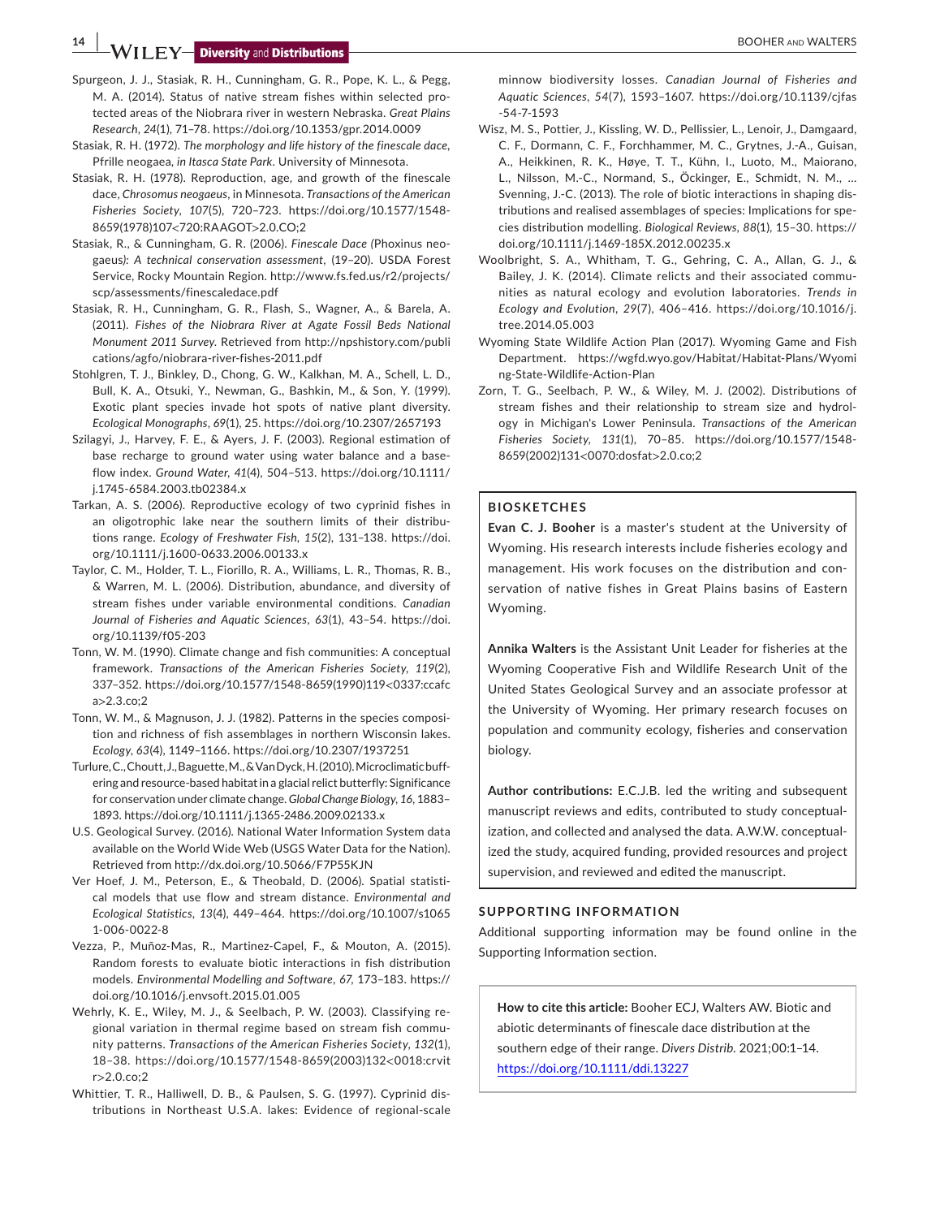Spurgeon, J. J., Stasiak, R. H., Cunningham, G. R., Pope, K. L., & Pegg, M. A. (2014). Status of native stream fishes within selected protected areas of the Niobrara river in western Nebraska. *Great Plains Research*, *24*(1), 71–78. https://doi.org/10.1353/gpr.2014.0009

Stasiak, R. H. (1972). *The morphology and life history of the finescale dace, Pfrille neogaea, in Itasca State Park*. University of Minnesota.

Stasiak, R. H. (1978). Reproduction, age, and growth of the finescale dace, *Chrosomus neogaeus*, in Minnesota. *Transactions of the American Fisheries Society*, *107*(5), 720–723. https://doi.org/10.1577/1548-8659(1978)107<720:RAAGOT>2.0.CO;2

Stasiak, R., & Cunningham, G. R. (2006). *Finescale Dace (*Phoxinus neogaeus*): A technical conservation assessment*, (19–20). USDA Forest Service, Rocky Mountain Region. http://www.fs.fed.us/r2/projects/scp/assessments/finescaledace.pdf

Stasiak, R. H., Cunningham, G. R., Flash, S., Wagner, A., & Barela, A. (2011). *Fishes of the Niobrara River at Agate Fossil Beds National Monument 2011 Survey*. Retrieved from http://npshistory.com/publications/agfo/niobrara-river-fishes-2011.pdf

Stohlgren, T. J., Binkley, D., Chong, G. W., Kalkhan, M. A., Schell, L. D., Bull, K. A., Otsuki, Y., Newman, G., Bashkin, M., & Son, Y. (1999). Exotic plant species invade hot spots of native plant diversity. *Ecological Monographs*, *69*(1), 25. https://doi.org/10.2307/2657193

Szilagyi, J., Harvey, F. E., & Ayers, J. F. (2003). Regional estimation of base recharge to ground water using water balance and a baseflow index. *Ground Water*, *41*(4), 504–513. https://doi.org/10.1111/j.1745-6584.2003.tb02384.x

Tarkan, A. S. (2006). Reproductive ecology of two cyprinid fishes in an oligotrophic lake near the southern limits of their distributions range. *Ecology of Freshwater Fish*, *15*(2), 131–138. https://doi.org/10.1111/j.1600-0633.2006.00133.x

Taylor, C. M., Holder, T. L., Fiorillo, R. A., Williams, L. R., Thomas, R. B., & Warren, M. L. (2006). Distribution, abundance, and diversity of stream fishes under variable environmental conditions. *Canadian Journal of Fisheries and Aquatic Sciences*, *63*(1), 43–54. https://doi.org/10.1139/f05-203

Tonn, W. M. (1990). Climate change and fish communities: A conceptual framework. *Transactions of the American Fisheries Society*, *119*(2), 337–352. https://doi.org/10.1577/1548-8659(1990)119<0337:ccafca>2.3.co;2

Tonn, W. M., & Magnuson, J. J. (1982). Patterns in the species composition and richness of fish assemblages in northern Wisconsin lakes. *Ecology*, *63*(4), 1149–1166. https://doi.org/10.2307/1937251

Turlure, C., Choutt, J., Baguette, M., & Van Dyck, H. (2010). Microclimatic buffering and resource-based habitat in a glacial relict butterfly: Significance for conservation under climate change. *Global Change Biology*, *16*, 1883–1893. https://doi.org/10.1111/j.1365-2486.2009.02133.x

U.S. Geological Survey. (2016). National Water Information System data available on the World Wide Web (USGS Water Data for the Nation). Retrieved from http://dx.doi.org/10.5066/F7P55KJN

Ver Hoef, J. M., Peterson, E., & Theobald, D. (2006). Spatial statistical models that use flow and stream distance. *Environmental and Ecological Statistics*, *13*(4), 449–464. https://doi.org/10.1007/s10651-006-0022-8

Vezza, P., Muñoz-Mas, R., Martinez-Capel, F., & Mouton, A. (2015). Random forests to evaluate biotic interactions in fish distribution models. *Environmental Modelling and Software*, *67*, 173–183. https://doi.org/10.1016/j.envsoft.2015.01.005

Wehrly, K. E., Wiley, M. J., & Seelbach, P. W. (2003). Classifying regional variation in thermal regime based on stream fish community patterns. *Transactions of the American Fisheries Society*, *132*(1), 18–38. https://doi.org/10.1577/1548-8659(2003)132<0018:crvitr>2.0.co;2

Whittier, T. R., Halliwell, D. B., & Paulsen, S. G. (1997). Cyprinid distributions in Northeast U.S.A. lakes: Evidence of regional-scale minnow biodiversity losses. *Canadian Journal of Fisheries and Aquatic Sciences*, *54*(7), 1593–1607. https://doi.org/10.1139/cjfas-54-7-1593

Wisz, M. S., Pottier, J., Kissling, W. D., Pellissier, L., Lenoir, J., Damgaard, C. F., Dormann, C. F., Forchhammer, M. C., Grytnes, J.-A., Guisan, A., Heikkinen, R. K., Høye, T. T., Kühn, I., Luoto, M., Maiorano, L., Nilsson, M.-C., Normand, S., Öckinger, E., Schmidt, N. M., … Svenning, J.-C. (2013). The role of biotic interactions in shaping distributions and realised assemblages of species: Implications for species distribution modelling. *Biological Reviews*, *88*(1), 15–30. https://doi.org/10.1111/j.1469-185X.2012.00235.x

Woolbright, S. A., Whitham, T. G., Gehring, C. A., Allan, G. J., & Bailey, J. K. (2014). Climate relicts and their associated communities as natural ecology and evolution laboratories. *Trends in Ecology and Evolution*, *29*(7), 406–416. https://doi.org/10.1016/j.tree.2014.05.003

Wyoming State Wildlife Action Plan (2017). Wyoming Game and Fish Department. https://wgfd.wyo.gov/Habitat/Habitat-Plans/Wyoming-State-Wildlife-Action-Plan

Zorn, T. G., Seelbach, P. W., & Wiley, M. J. (2002). Distributions of stream fishes and their relationship to stream size and hydrology in Michigan's Lower Peninsula. *Transactions of the American Fisheries Society*, *131*(1), 70–85. https://doi.org/10.1577/1548-8659(2002)131<0070:dosfat>2.0.co;2

## BIOSKETCHES

**Evan C. J. Booher** is a master's student at the University of Wyoming. His research interests include fisheries ecology and management. His work focuses on the distribution and conservation of native fishes in Great Plains basins of Eastern Wyoming.

**Annika Walters** is the Assistant Unit Leader for fisheries at the Wyoming Cooperative Fish and Wildlife Research Unit of the United States Geological Survey and an associate professor at the University of Wyoming. Her primary research focuses on population and community ecology, fisheries and conservation biology.

**Author contributions:** E.C.J.B. led the writing and subsequent manuscript reviews and edits, contributed to study conceptualization, and collected and analysed the data. A.W.W. conceptualized the study, acquired funding, provided resources and project supervision, and reviewed and edited the manuscript.

## SUPPORTING INFORMATION

Additional supporting information may be found online in the Supporting Information section.

**How to cite this article:** Booher ECJ, Walters AW. Biotic and abiotic determinants of finescale dace distribution at the southern edge of their range. *Divers Distrib*. 2021;00:1–14. https://doi.org/10.1111/ddi.13227